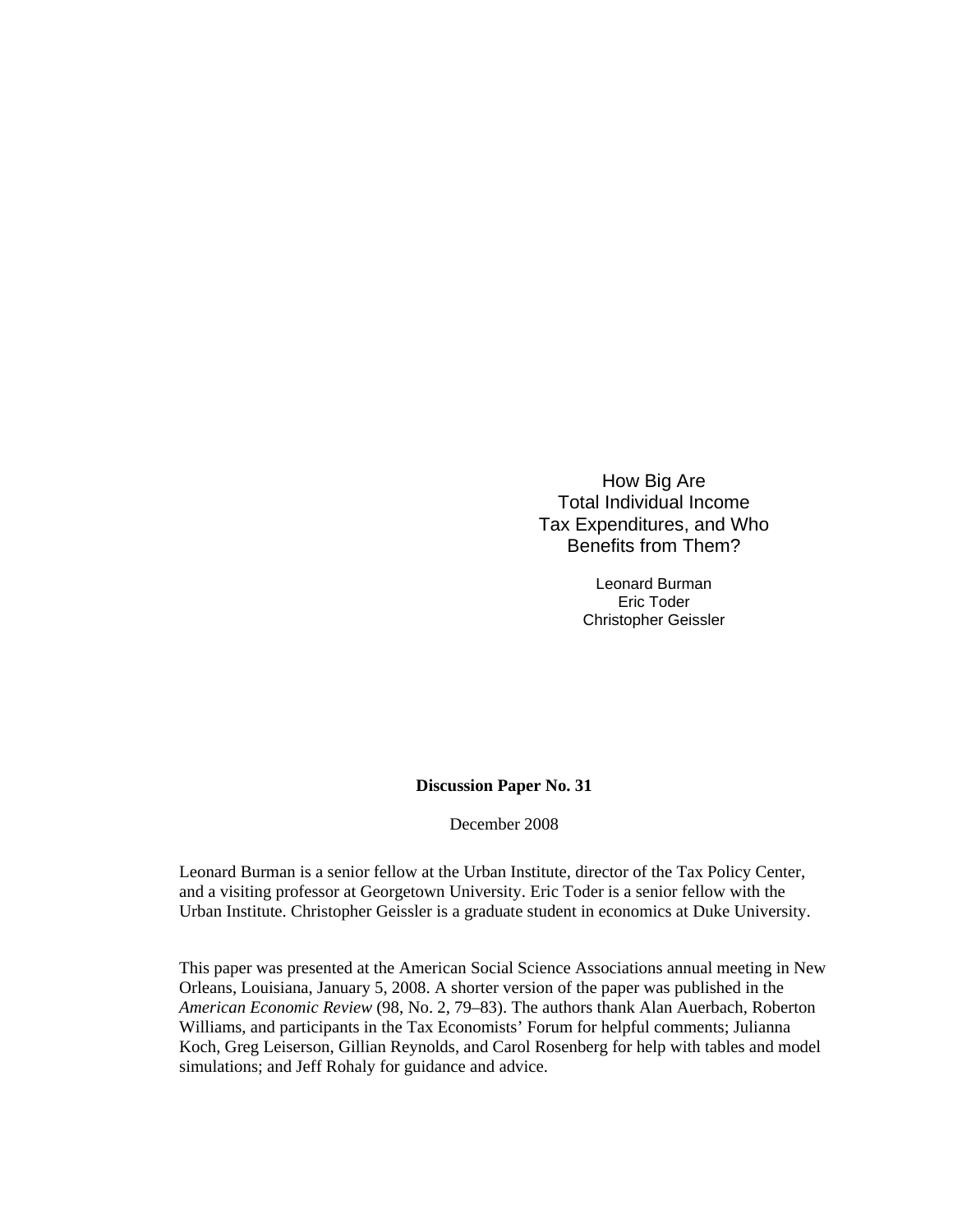# How Big Are Total Individual Income Tax Expenditures, and Who Benefits from Them?

Leonard Burman
Eric Toder
Christopher Geissler

**Discussion Paper No. 31**

December 2008

Leonard Burman is a senior fellow at the Urban Institute, director of the Tax Policy Center, and a visiting professor at Georgetown University. Eric Toder is a senior fellow with the Urban Institute. Christopher Geissler is a graduate student in economics at Duke University.

This paper was presented at the American Social Science Associations annual meeting in New Orleans, Louisiana, January 5, 2008. A shorter version of the paper was published in the *American Economic Review* (98, No. 2, 79–83). The authors thank Alan Auerbach, Roberton Williams, and participants in the Tax Economists' Forum for helpful comments; Julianna Koch, Greg Leiserson, Gillian Reynolds, and Carol Rosenberg for help with tables and model simulations; and Jeff Rohaly for guidance and advice.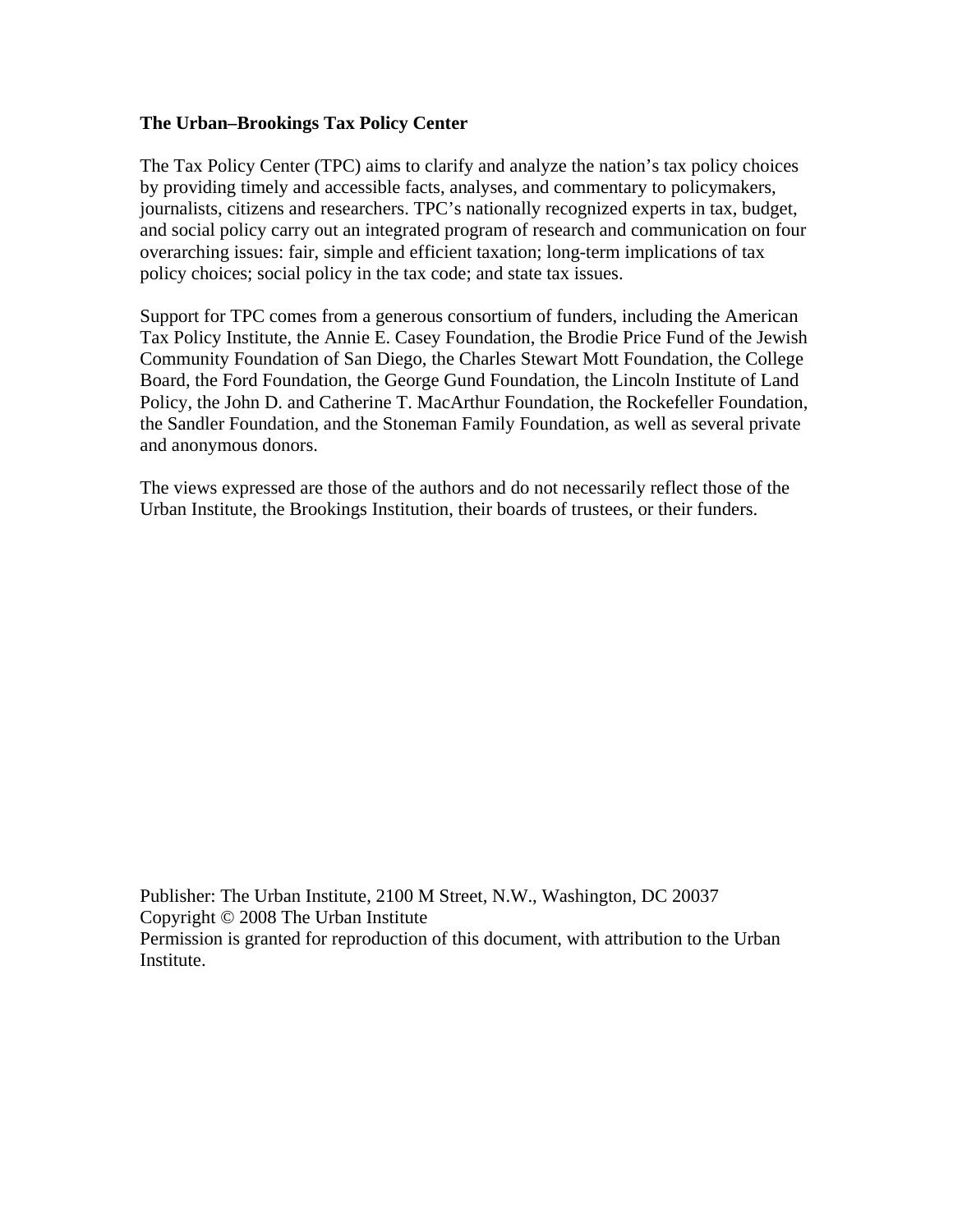**The Urban–Brookings Tax Policy Center**

The Tax Policy Center (TPC) aims to clarify and analyze the nation's tax policy choices by providing timely and accessible facts, analyses, and commentary to policymakers, journalists, citizens and researchers. TPC's nationally recognized experts in tax, budget, and social policy carry out an integrated program of research and communication on four overarching issues: fair, simple and efficient taxation; long-term implications of tax policy choices; social policy in the tax code; and state tax issues.

Support for TPC comes from a generous consortium of funders, including the American Tax Policy Institute, the Annie E. Casey Foundation, the Brodie Price Fund of the Jewish Community Foundation of San Diego, the Charles Stewart Mott Foundation, the College Board, the Ford Foundation, the George Gund Foundation, the Lincoln Institute of Land Policy, the John D. and Catherine T. MacArthur Foundation, the Rockefeller Foundation, the Sandler Foundation, and the Stoneman Family Foundation, as well as several private and anonymous donors.

The views expressed are those of the authors and do not necessarily reflect those of the Urban Institute, the Brookings Institution, their boards of trustees, or their funders.

Publisher: The Urban Institute, 2100 M Street, N.W., Washington, DC 20037
Copyright © 2008 The Urban Institute
Permission is granted for reproduction of this document, with attribution to the Urban Institute.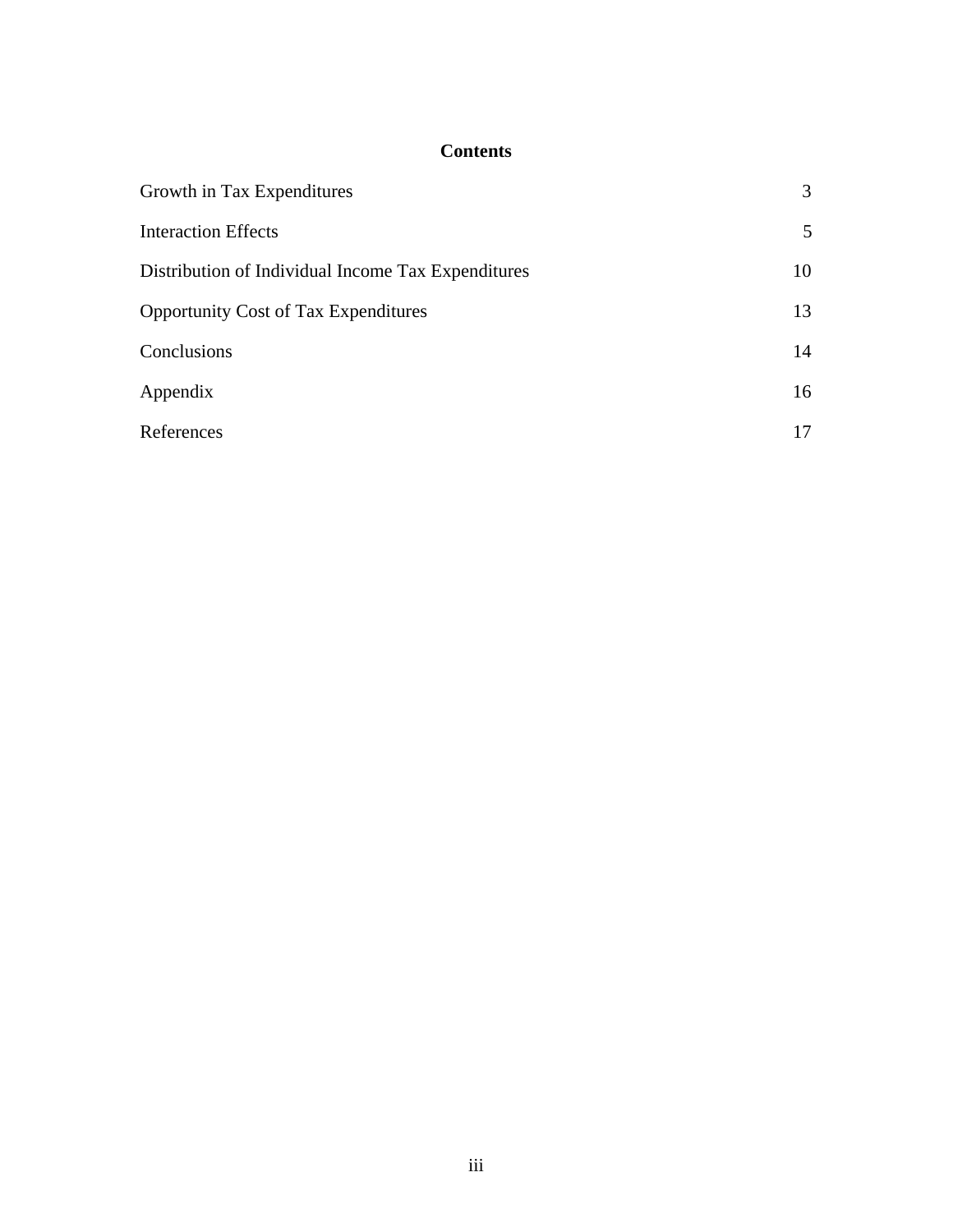## Contents

| | |
|---|---|
| Growth in Tax Expenditures | 3 |
| Interaction Effects | 5 |
| Distribution of Individual Income Tax Expenditures | 10 |
| Opportunity Cost of Tax Expenditures | 13 |
| Conclusions | 14 |
| Appendix | 16 |
| References | 17 |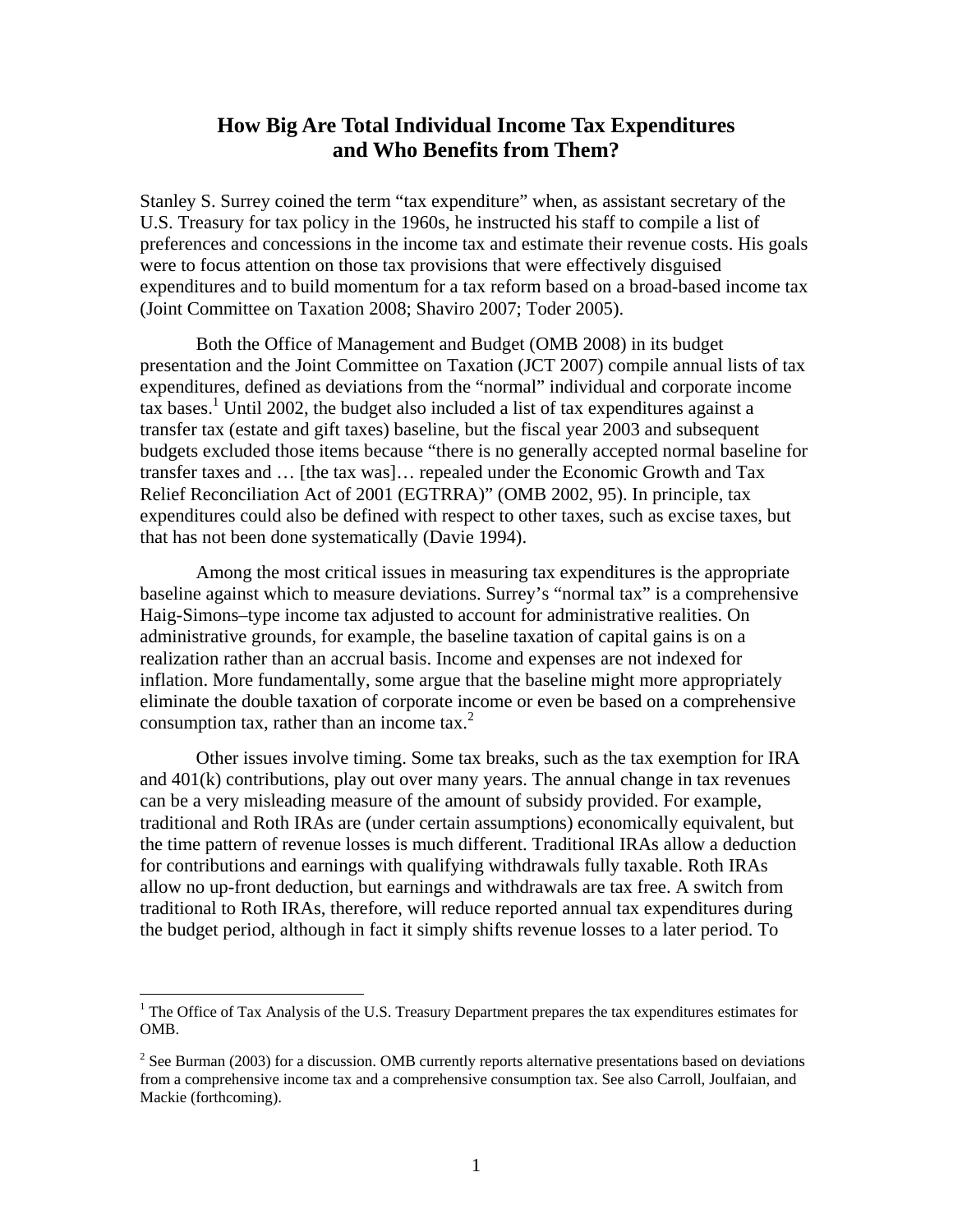# How Big Are Total Individual Income Tax Expenditures and Who Benefits from Them?

Stanley S. Surrey coined the term "tax expenditure" when, as assistant secretary of the U.S. Treasury for tax policy in the 1960s, he instructed his staff to compile a list of preferences and concessions in the income tax and estimate their revenue costs. His goals were to focus attention on those tax provisions that were effectively disguised expenditures and to build momentum for a tax reform based on a broad-based income tax (Joint Committee on Taxation 2008; Shaviro 2007; Toder 2005).

Both the Office of Management and Budget (OMB 2008) in its budget presentation and the Joint Committee on Taxation (JCT 2007) compile annual lists of tax expenditures, defined as deviations from the "normal" individual and corporate income tax bases.[1] Until 2002, the budget also included a list of tax expenditures against a transfer tax (estate and gift taxes) baseline, but the fiscal year 2003 and subsequent budgets excluded those items because "there is no generally accepted normal baseline for transfer taxes and … [the tax was]… repealed under the Economic Growth and Tax Relief Reconciliation Act of 2001 (EGTRRA)" (OMB 2002, 95). In principle, tax expenditures could also be defined with respect to other taxes, such as excise taxes, but that has not been done systematically (Davie 1994).

Among the most critical issues in measuring tax expenditures is the appropriate baseline against which to measure deviations. Surrey's "normal tax" is a comprehensive Haig-Simons–type income tax adjusted to account for administrative realities. On administrative grounds, for example, the baseline taxation of capital gains is on a realization rather than an accrual basis. Income and expenses are not indexed for inflation. More fundamentally, some argue that the baseline might more appropriately eliminate the double taxation of corporate income or even be based on a comprehensive consumption tax, rather than an income tax.[2]

Other issues involve timing. Some tax breaks, such as the tax exemption for IRA and 401(k) contributions, play out over many years. The annual change in tax revenues can be a very misleading measure of the amount of subsidy provided. For example, traditional and Roth IRAs are (under certain assumptions) economically equivalent, but the time pattern of revenue losses is much different. Traditional IRAs allow a deduction for contributions and earnings with qualifying withdrawals fully taxable. Roth IRAs allow no up-front deduction, but earnings and withdrawals are tax free. A switch from traditional to Roth IRAs, therefore, will reduce reported annual tax expenditures during the budget period, although in fact it simply shifts revenue losses to a later period. To

---

[1] The Office of Tax Analysis of the U.S. Treasury Department prepares the tax expenditures estimates for OMB.

[2] See Burman (2003) for a discussion. OMB currently reports alternative presentations based on deviations from a comprehensive income tax and a comprehensive consumption tax. See also Carroll, Joulfaian, and Mackie (forthcoming).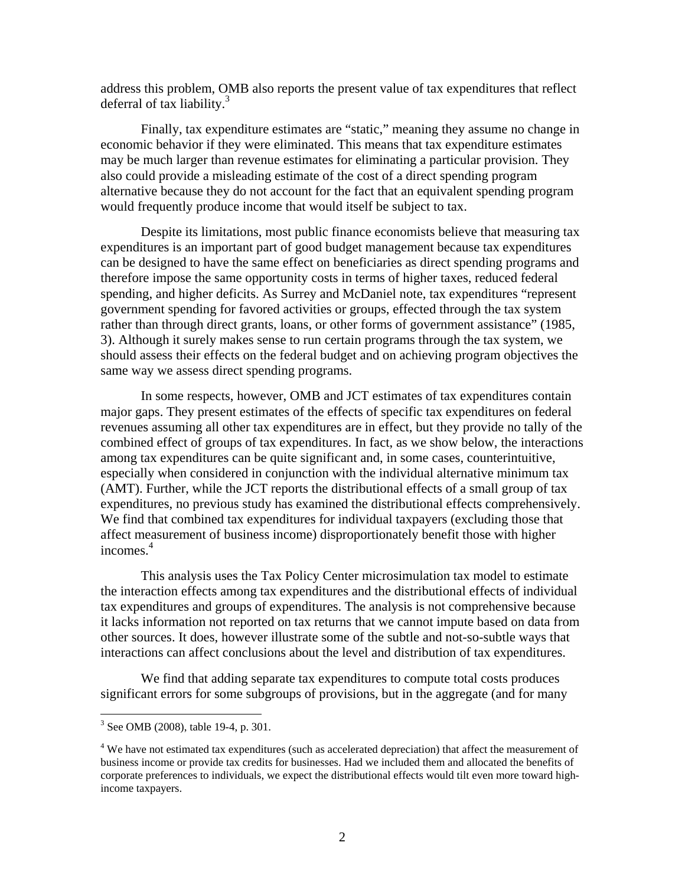address this problem, OMB also reports the present value of tax expenditures that reflect deferral of tax liability.[3]

Finally, tax expenditure estimates are "static," meaning they assume no change in economic behavior if they were eliminated. This means that tax expenditure estimates may be much larger than revenue estimates for eliminating a particular provision. They also could provide a misleading estimate of the cost of a direct spending program alternative because they do not account for the fact that an equivalent spending program would frequently produce income that would itself be subject to tax.

Despite its limitations, most public finance economists believe that measuring tax expenditures is an important part of good budget management because tax expenditures can be designed to have the same effect on beneficiaries as direct spending programs and therefore impose the same opportunity costs in terms of higher taxes, reduced federal spending, and higher deficits. As Surrey and McDaniel note, tax expenditures "represent government spending for favored activities or groups, effected through the tax system rather than through direct grants, loans, or other forms of government assistance" (1985, 3). Although it surely makes sense to run certain programs through the tax system, we should assess their effects on the federal budget and on achieving program objectives the same way we assess direct spending programs.

In some respects, however, OMB and JCT estimates of tax expenditures contain major gaps. They present estimates of the effects of specific tax expenditures on federal revenues assuming all other tax expenditures are in effect, but they provide no tally of the combined effect of groups of tax expenditures. In fact, as we show below, the interactions among tax expenditures can be quite significant and, in some cases, counterintuitive, especially when considered in conjunction with the individual alternative minimum tax (AMT). Further, while the JCT reports the distributional effects of a small group of tax expenditures, no previous study has examined the distributional effects comprehensively. We find that combined tax expenditures for individual taxpayers (excluding those that affect measurement of business income) disproportionately benefit those with higher incomes.[4]

This analysis uses the Tax Policy Center microsimulation tax model to estimate the interaction effects among tax expenditures and the distributional effects of individual tax expenditures and groups of expenditures. The analysis is not comprehensive because it lacks information not reported on tax returns that we cannot impute based on data from other sources. It does, however illustrate some of the subtle and not-so-subtle ways that interactions can affect conclusions about the level and distribution of tax expenditures.

We find that adding separate tax expenditures to compute total costs produces significant errors for some subgroups of provisions, but in the aggregate (and for many

---

[3] See OMB (2008), table 19-4, p. 301.

[4] We have not estimated tax expenditures (such as accelerated depreciation) that affect the measurement of business income or provide tax credits for businesses. Had we included them and allocated the benefits of corporate preferences to individuals, we expect the distributional effects would tilt even more toward high-income taxpayers.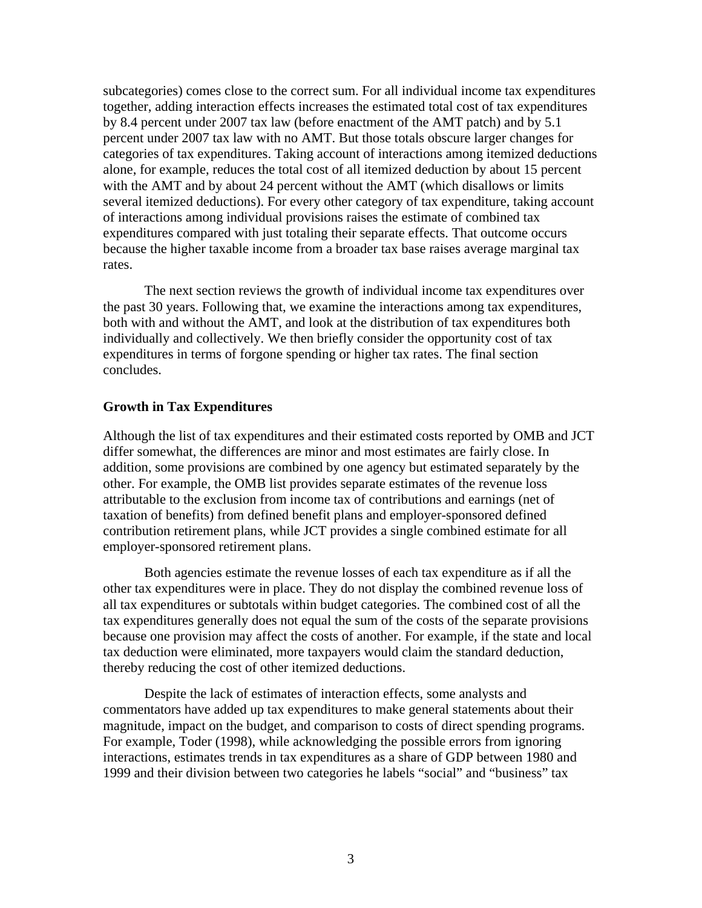subcategories) comes close to the correct sum. For all individual income tax expenditures together, adding interaction effects increases the estimated total cost of tax expenditures by 8.4 percent under 2007 tax law (before enactment of the AMT patch) and by 5.1 percent under 2007 tax law with no AMT. But those totals obscure larger changes for categories of tax expenditures. Taking account of interactions among itemized deductions alone, for example, reduces the total cost of all itemized deduction by about 15 percent with the AMT and by about 24 percent without the AMT (which disallows or limits several itemized deductions). For every other category of tax expenditure, taking account of interactions among individual provisions raises the estimate of combined tax expenditures compared with just totaling their separate effects. That outcome occurs because the higher taxable income from a broader tax base raises average marginal tax rates.

The next section reviews the growth of individual income tax expenditures over the past 30 years. Following that, we examine the interactions among tax expenditures, both with and without the AMT, and look at the distribution of tax expenditures both individually and collectively. We then briefly consider the opportunity cost of tax expenditures in terms of forgone spending or higher tax rates. The final section concludes.

## Growth in Tax Expenditures

Although the list of tax expenditures and their estimated costs reported by OMB and JCT differ somewhat, the differences are minor and most estimates are fairly close. In addition, some provisions are combined by one agency but estimated separately by the other. For example, the OMB list provides separate estimates of the revenue loss attributable to the exclusion from income tax of contributions and earnings (net of taxation of benefits) from defined benefit plans and employer-sponsored defined contribution retirement plans, while JCT provides a single combined estimate for all employer-sponsored retirement plans.

Both agencies estimate the revenue losses of each tax expenditure as if all the other tax expenditures were in place. They do not display the combined revenue loss of all tax expenditures or subtotals within budget categories. The combined cost of all the tax expenditures generally does not equal the sum of the costs of the separate provisions because one provision may affect the costs of another. For example, if the state and local tax deduction were eliminated, more taxpayers would claim the standard deduction, thereby reducing the cost of other itemized deductions.

Despite the lack of estimates of interaction effects, some analysts and commentators have added up tax expenditures to make general statements about their magnitude, impact on the budget, and comparison to costs of direct spending programs. For example, Toder (1998), while acknowledging the possible errors from ignoring interactions, estimates trends in tax expenditures as a share of GDP between 1980 and 1999 and their division between two categories he labels "social" and "business" tax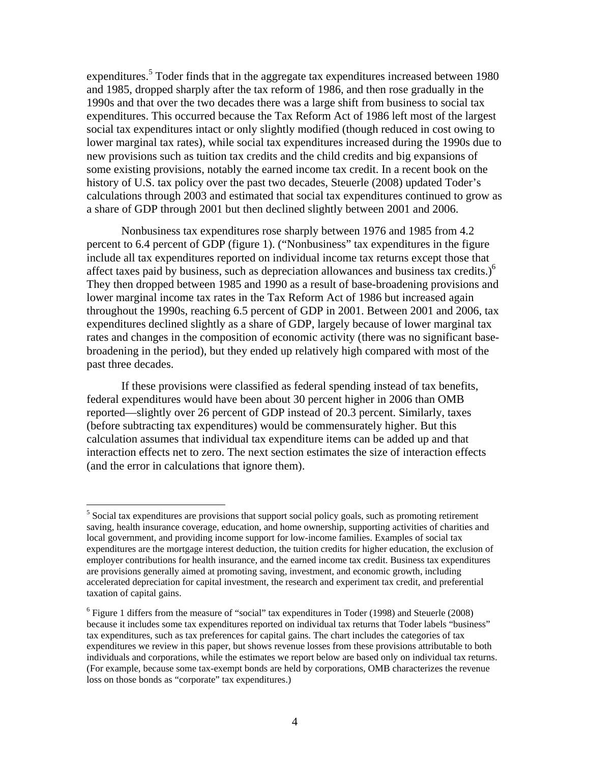expenditures.[5] Toder finds that in the aggregate tax expenditures increased between 1980 and 1985, dropped sharply after the tax reform of 1986, and then rose gradually in the 1990s and that over the two decades there was a large shift from business to social tax expenditures. This occurred because the Tax Reform Act of 1986 left most of the largest social tax expenditures intact or only slightly modified (though reduced in cost owing to lower marginal tax rates), while social tax expenditures increased during the 1990s due to new provisions such as tuition tax credits and the child credits and big expansions of some existing provisions, notably the earned income tax credit. In a recent book on the history of U.S. tax policy over the past two decades, Steuerle (2008) updated Toder's calculations through 2003 and estimated that social tax expenditures continued to grow as a share of GDP through 2001 but then declined slightly between 2001 and 2006.

Nonbusiness tax expenditures rose sharply between 1976 and 1985 from 4.2 percent to 6.4 percent of GDP (figure 1). ("Nonbusiness" tax expenditures in the figure include all tax expenditures reported on individual income tax returns except those that affect taxes paid by business, such as depreciation allowances and business tax credits.)[6] They then dropped between 1985 and 1990 as a result of base-broadening provisions and lower marginal income tax rates in the Tax Reform Act of 1986 but increased again throughout the 1990s, reaching 6.5 percent of GDP in 2001. Between 2001 and 2006, tax expenditures declined slightly as a share of GDP, largely because of lower marginal tax rates and changes in the composition of economic activity (there was no significant base-broadening in the period), but they ended up relatively high compared with most of the past three decades.

If these provisions were classified as federal spending instead of tax benefits, federal expenditures would have been about 30 percent higher in 2006 than OMB reported—slightly over 26 percent of GDP instead of 20.3 percent. Similarly, taxes (before subtracting tax expenditures) would be commensurately higher. But this calculation assumes that individual tax expenditure items can be added up and that interaction effects net to zero. The next section estimates the size of interaction effects (and the error in calculations that ignore them).

---

[5] Social tax expenditures are provisions that support social policy goals, such as promoting retirement saving, health insurance coverage, education, and home ownership, supporting activities of charities and local government, and providing income support for low-income families. Examples of social tax expenditures are the mortgage interest deduction, the tuition credits for higher education, the exclusion of employer contributions for health insurance, and the earned income tax credit. Business tax expenditures are provisions generally aimed at promoting saving, investment, and economic growth, including accelerated depreciation for capital investment, the research and experiment tax credit, and preferential taxation of capital gains.

[6] Figure 1 differs from the measure of "social" tax expenditures in Toder (1998) and Steuerle (2008) because it includes some tax expenditures reported on individual tax returns that Toder labels "business" tax expenditures, such as tax preferences for capital gains. The chart includes the categories of tax expenditures we review in this paper, but shows revenue losses from these provisions attributable to both individuals and corporations, while the estimates we report below are based only on individual tax returns. (For example, because some tax-exempt bonds are held by corporations, OMB characterizes the revenue loss on those bonds as "corporate" tax expenditures.)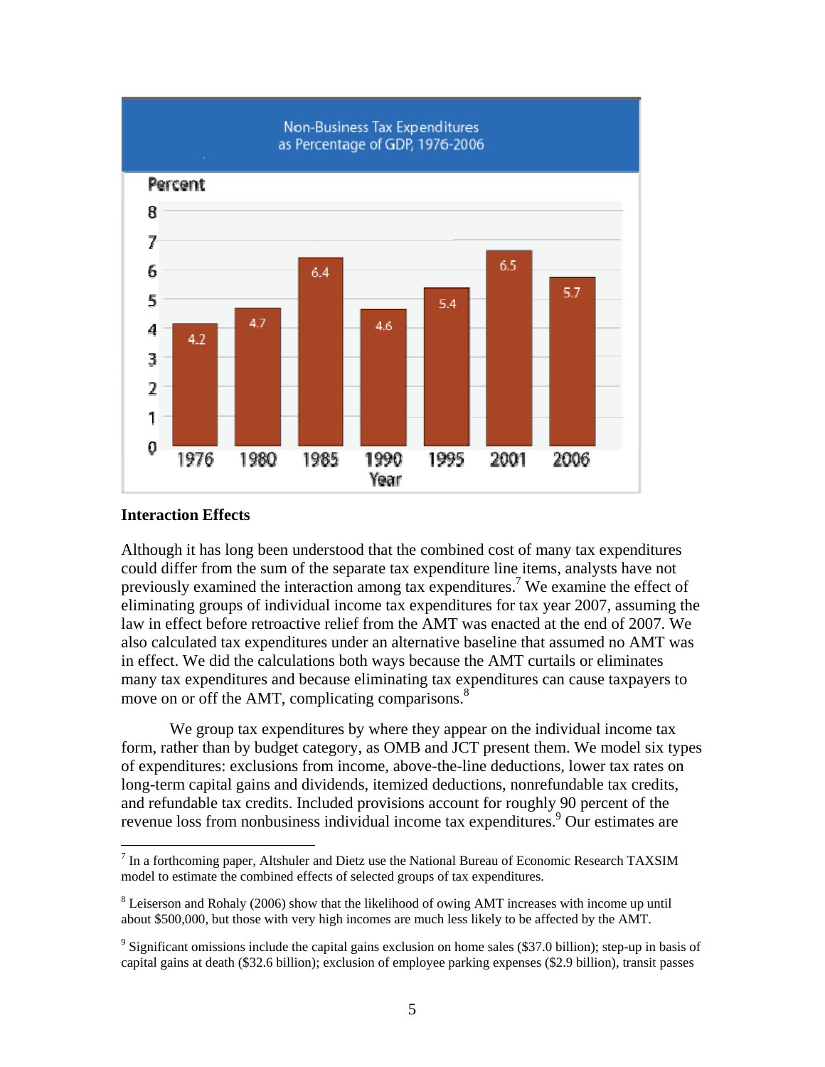Non-Business Tax Expenditures as Percentage of GDP, 1976-2006

Percent

8
7
6
5
4
3
2
1
0

4.2
4.7
6.4
4.6
5.4
6.5
5.7

1976
1980
1985
1990
1995
2001
2006

Year

### Interaction Effects

Although it has long been understood that the combined cost of many tax expenditures could differ from the sum of the separate tax expenditure line items, analysts have not previously examined the interaction among tax expenditures.[7] We examine the effect of eliminating groups of individual income tax expenditures for tax year 2007, assuming the law in effect before retroactive relief from the AMT was enacted at the end of 2007. We also calculated tax expenditures under an alternative baseline that assumed no AMT was in effect. We did the calculations both ways because the AMT curtails or eliminates many tax expenditures and because eliminating tax expenditures can cause taxpayers to move on or off the AMT, complicating comparisons.[8]

We group tax expenditures by where they appear on the individual income tax form, rather than by budget category, as OMB and JCT present them. We model six types of expenditures: exclusions from income, above-the-line deductions, lower tax rates on long-term capital gains and dividends, itemized deductions, nonrefundable tax credits, and refundable tax credits. Included provisions account for roughly 90 percent of the revenue loss from nonbusiness individual income tax expenditures.[9] Our estimates are

[7] In a forthcoming paper, Altshuler and Dietz use the National Bureau of Economic Research TAXSIM model to estimate the combined effects of selected groups of tax expenditures.

[8] Leiserson and Rohaly (2006) show that the likelihood of owing AMT increases with income up until about $500,000, but those with very high incomes are much less likely to be affected by the AMT.

[9] Significant omissions include the capital gains exclusion on home sales ($37.0 billion); step-up in basis of capital gains at death ($32.6 billion); exclusion of employee parking expenses ($2.9 billion), transit passes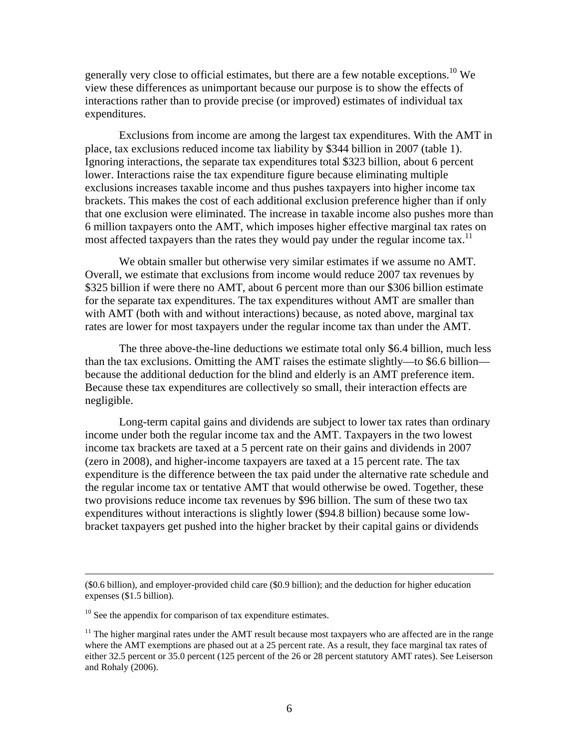generally very close to official estimates, but there are a few notable exceptions.[10] We view these differences as unimportant because our purpose is to show the effects of interactions rather than to provide precise (or improved) estimates of individual tax expenditures.

Exclusions from income are among the largest tax expenditures. With the AMT in place, tax exclusions reduced income tax liability by $344 billion in 2007 (table 1). Ignoring interactions, the separate tax expenditures total $323 billion, about 6 percent lower. Interactions raise the tax expenditure figure because eliminating multiple exclusions increases taxable income and thus pushes taxpayers into higher income tax brackets. This makes the cost of each additional exclusion preference higher than if only that one exclusion were eliminated. The increase in taxable income also pushes more than 6 million taxpayers onto the AMT, which imposes higher effective marginal tax rates on most affected taxpayers than the rates they would pay under the regular income tax.[11]

We obtain smaller but otherwise very similar estimates if we assume no AMT. Overall, we estimate that exclusions from income would reduce 2007 tax revenues by $325 billion if were there no AMT, about 6 percent more than our $306 billion estimate for the separate tax expenditures. The tax expenditures without AMT are smaller than with AMT (both with and without interactions) because, as noted above, marginal tax rates are lower for most taxpayers under the regular income tax than under the AMT.

The three above-the-line deductions we estimate total only $6.4 billion, much less than the tax exclusions. Omitting the AMT raises the estimate slightly—to $6.6 billion—because the additional deduction for the blind and elderly is an AMT preference item. Because these tax expenditures are collectively so small, their interaction effects are negligible.

Long-term capital gains and dividends are subject to lower tax rates than ordinary income under both the regular income tax and the AMT. Taxpayers in the two lowest income tax brackets are taxed at a 5 percent rate on their gains and dividends in 2007 (zero in 2008), and higher-income taxpayers are taxed at a 15 percent rate. The tax expenditure is the difference between the tax paid under the alternative rate schedule and the regular income tax or tentative AMT that would otherwise be owed. Together, these two provisions reduce income tax revenues by $96 billion. The sum of these two tax expenditures without interactions is slightly lower ($94.8 billion) because some low-bracket taxpayers get pushed into the higher bracket by their capital gains or dividends

($0.6 billion), and employer-provided child care ($0.9 billion); and the deduction for higher education expenses ($1.5 billion).

[10] See the appendix for comparison of tax expenditure estimates.

[11] The higher marginal rates under the AMT result because most taxpayers who are affected are in the range where the AMT exemptions are phased out at a 25 percent rate. As a result, they face marginal tax rates of either 32.5 percent or 35.0 percent (125 percent of the 26 or 28 percent statutory AMT rates). See Leiserson and Rohaly (2006).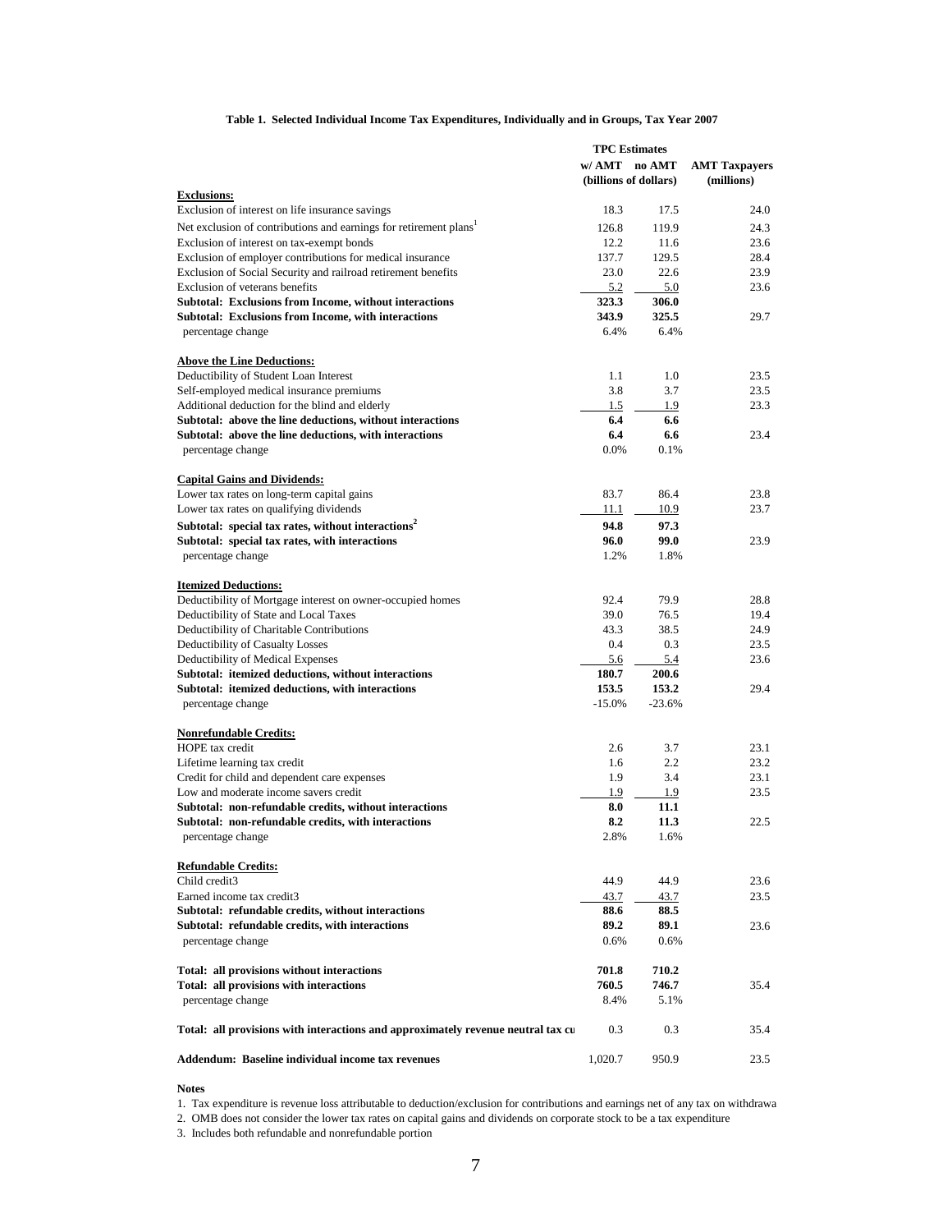**Table 1. Selected Individual Income Tax Expenditures, Individually and in Groups, Tax Year 2007**

| | TPC Estimates | | |
|---|---|---|---|
| | w/ AMT | no AMT | AMT Taxpayers |
| | (billions of dollars) | | (millions) |
| **Exclusions:** | | | |
| Exclusion of interest on life insurance savings | 18.3 | 17.5 | 24.0 |
| Net exclusion of contributions and earnings for retirement plans[1] | 126.8 | 119.9 | 24.3 |
| Exclusion of interest on tax-exempt bonds | 12.2 | 11.6 | 23.6 |
| Exclusion of employer contributions for medical insurance | 137.7 | 129.5 | 28.4 |
| Exclusion of Social Security and railroad retirement benefits | 23.0 | 22.6 | 23.9 |
| Exclusion of veterans benefits | 5.2 | 5.0 | 23.6 |
| **Subtotal: Exclusions from Income, without interactions** | **323.3** | **306.0** | |
| **Subtotal: Exclusions from Income, with interactions** | **343.9** | **325.5** | 29.7 |
| percentage change | 6.4% | 6.4% | |
| **Above the Line Deductions:** | | | |
| Deductibility of Student Loan Interest | 1.1 | 1.0 | 23.5 |
| Self-employed medical insurance premiums | 3.8 | 3.7 | 23.5 |
| Additional deduction for the blind and elderly | 1.5 | 1.9 | 23.3 |
| **Subtotal: above the line deductions, without interactions** | **6.4** | **6.6** | |
| **Subtotal: above the line deductions, with interactions** | **6.4** | **6.6** | 23.4 |
| percentage change | 0.0% | 0.1% | |
| **Capital Gains and Dividends:** | | | |
| Lower tax rates on long-term capital gains | 83.7 | 86.4 | 23.8 |
| Lower tax rates on qualifying dividends | 11.1 | 10.9 | 23.7 |
| **Subtotal: special tax rates, without interactions[2]** | **94.8** | **97.3** | |
| **Subtotal: special tax rates, with interactions** | **96.0** | **99.0** | 23.9 |
| percentage change | 1.2% | 1.8% | |
| **Itemized Deductions:** | | | |
| Deductibility of Mortgage interest on owner-occupied homes | 92.4 | 79.9 | 28.8 |
| Deductibility of State and Local Taxes | 39.0 | 76.5 | 19.4 |
| Deductibility of Charitable Contributions | 43.3 | 38.5 | 24.9 |
| Deductibility of Casualty Losses | 0.4 | 0.3 | 23.5 |
| Deductibility of Medical Expenses | 5.6 | 5.4 | 23.6 |
| **Subtotal: itemized deductions, without interactions** | **180.7** | **200.6** | |
| **Subtotal: itemized deductions, with interactions** | **153.5** | **153.2** | 29.4 |
| percentage change | -15.0% | -23.6% | |
| **Nonrefundable Credits:** | | | |
| HOPE tax credit | 2.6 | 3.7 | 23.1 |
| Lifetime learning tax credit | 1.6 | 2.2 | 23.2 |
| Credit for child and dependent care expenses | 1.9 | 3.4 | 23.1 |
| Low and moderate income savers credit | 1.9 | 1.9 | 23.5 |
| **Subtotal: non-refundable credits, without interactions** | **8.0** | **11.1** | |
| **Subtotal: non-refundable credits, with interactions** | **8.2** | **11.3** | 22.5 |
| percentage change | 2.8% | 1.6% | |
| **Refundable Credits:** | | | |
| Child credit3 | 44.9 | 44.9 | 23.6 |
| Earned income tax credit3 | 43.7 | 43.7 | 23.5 |
| **Subtotal: refundable credits, without interactions** | **88.6** | **88.5** | |
| **Subtotal: refundable credits, with interactions** | **89.2** | **89.1** | 23.6 |
| percentage change | 0.6% | 0.6% | |
| **Total: all provisions without interactions** | **701.8** | **710.2** | |
| **Total: all provisions with interactions** | **760.5** | **746.7** | 35.4 |
| percentage change | 8.4% | 5.1% | |
| **Total: all provisions with interactions and approximately revenue neutral tax cu** | 0.3 | 0.3 | 35.4 |
| **Addendum: Baseline individual income tax revenues** | 1,020.7 | 950.9 | 23.5 |

**Notes**

1. Tax expenditure is revenue loss attributable to deduction/exclusion for contributions and earnings net of any tax on withdrawa
2. OMB does not consider the lower tax rates on capital gains and dividends on corporate stock to be a tax expenditure
3. Includes both refundable and nonrefundable portion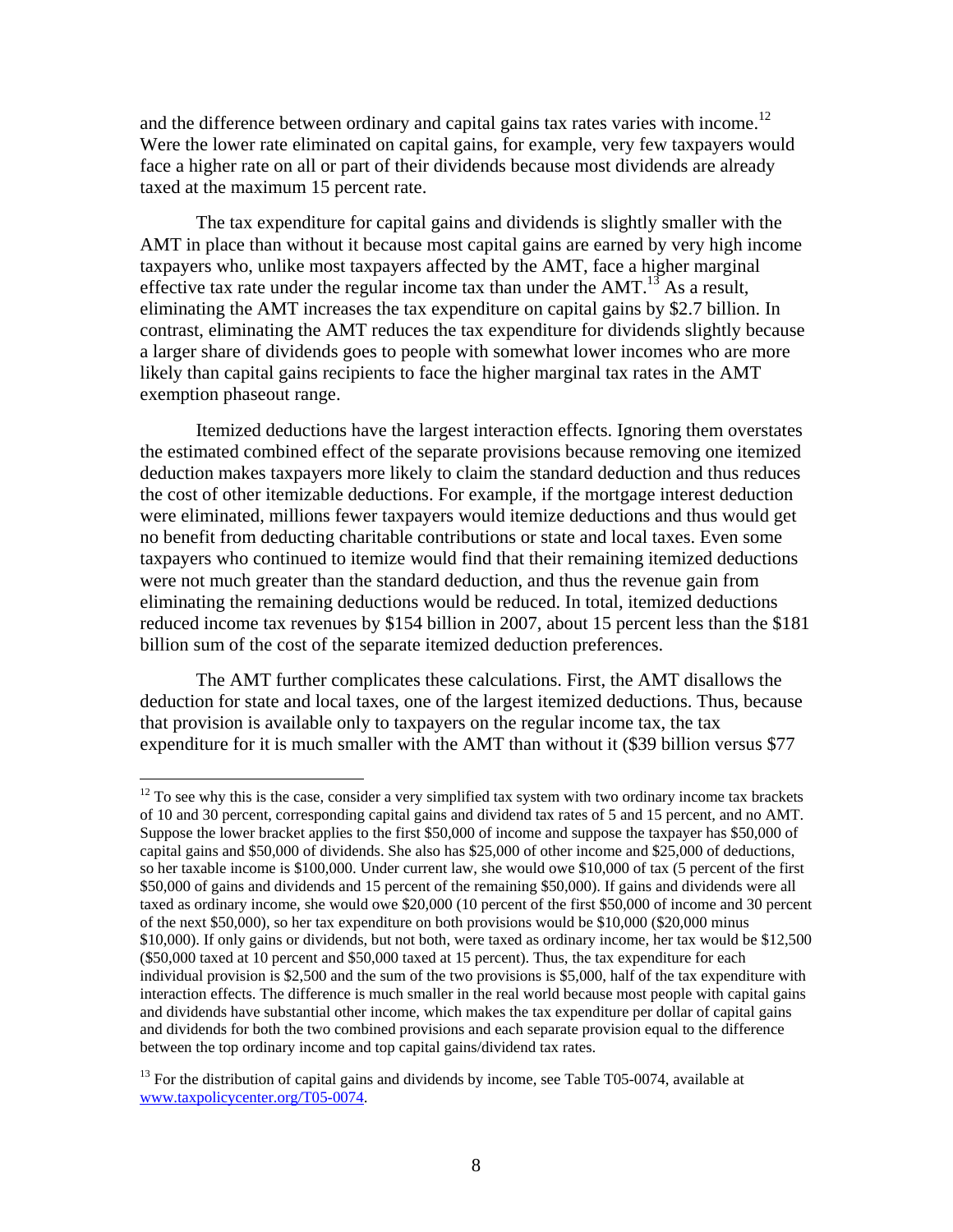and the difference between ordinary and capital gains tax rates varies with income.[12] Were the lower rate eliminated on capital gains, for example, very few taxpayers would face a higher rate on all or part of their dividends because most dividends are already taxed at the maximum 15 percent rate.

The tax expenditure for capital gains and dividends is slightly smaller with the AMT in place than without it because most capital gains are earned by very high income taxpayers who, unlike most taxpayers affected by the AMT, face a higher marginal effective tax rate under the regular income tax than under the AMT.[13] As a result, eliminating the AMT increases the tax expenditure on capital gains by $2.7 billion. In contrast, eliminating the AMT reduces the tax expenditure for dividends slightly because a larger share of dividends goes to people with somewhat lower incomes who are more likely than capital gains recipients to face the higher marginal tax rates in the AMT exemption phaseout range.

Itemized deductions have the largest interaction effects. Ignoring them overstates the estimated combined effect of the separate provisions because removing one itemized deduction makes taxpayers more likely to claim the standard deduction and thus reduces the cost of other itemizable deductions. For example, if the mortgage interest deduction were eliminated, millions fewer taxpayers would itemize deductions and thus would get no benefit from deducting charitable contributions or state and local taxes. Even some taxpayers who continued to itemize would find that their remaining itemized deductions were not much greater than the standard deduction, and thus the revenue gain from eliminating the remaining deductions would be reduced. In total, itemized deductions reduced income tax revenues by $154 billion in 2007, about 15 percent less than the $181 billion sum of the cost of the separate itemized deduction preferences.

The AMT further complicates these calculations. First, the AMT disallows the deduction for state and local taxes, one of the largest itemized deductions. Thus, because that provision is available only to taxpayers on the regular income tax, the tax expenditure for it is much smaller with the AMT than without it ($39 billion versus $77

---

[12] To see why this is the case, consider a very simplified tax system with two ordinary income tax brackets of 10 and 30 percent, corresponding capital gains and dividend tax rates of 5 and 15 percent, and no AMT. Suppose the lower bracket applies to the first $50,000 of income and suppose the taxpayer has $50,000 of capital gains and $50,000 of dividends. She also has $25,000 of other income and $25,000 of deductions, so her taxable income is $100,000. Under current law, she would owe $10,000 of tax (5 percent of the first $50,000 of gains and dividends and 15 percent of the remaining $50,000). If gains and dividends were all taxed as ordinary income, she would owe $20,000 (10 percent of the first $50,000 of income and 30 percent of the next $50,000), so her tax expenditure on both provisions would be $10,000 ($20,000 minus $10,000). If only gains or dividends, but not both, were taxed as ordinary income, her tax would be $12,500 ($50,000 taxed at 10 percent and $50,000 taxed at 15 percent). Thus, the tax expenditure for each individual provision is $2,500 and the sum of the two provisions is $5,000, half of the tax expenditure with interaction effects. The difference is much smaller in the real world because most people with capital gains and dividends have substantial other income, which makes the tax expenditure per dollar of capital gains and dividends for both the two combined provisions and each separate provision equal to the difference between the top ordinary income and top capital gains/dividend tax rates.

[13] For the distribution of capital gains and dividends by income, see Table T05-0074, available at www.taxpolicycenter.org/T05-0074.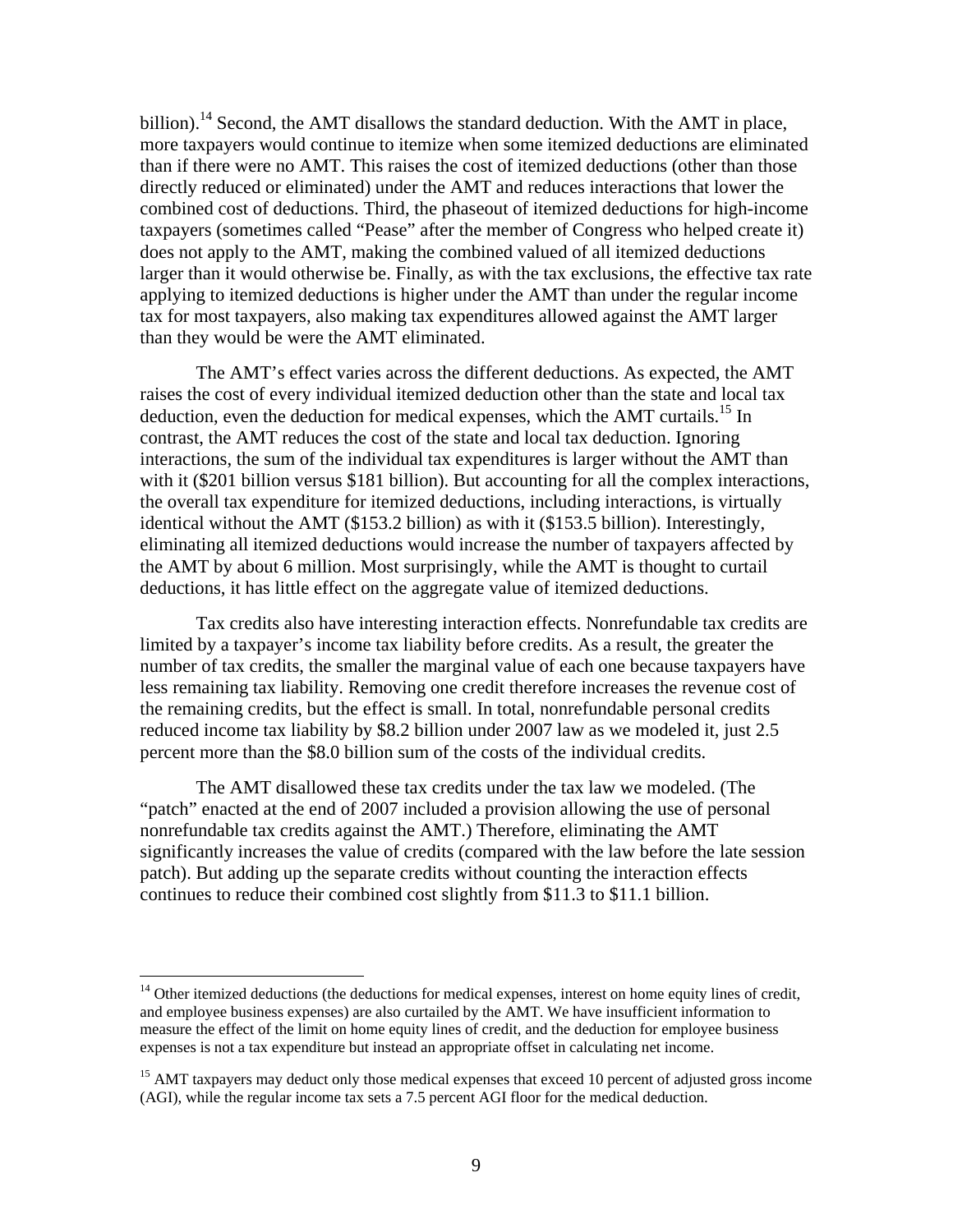billion).[14] Second, the AMT disallows the standard deduction. With the AMT in place, more taxpayers would continue to itemize when some itemized deductions are eliminated than if there were no AMT. This raises the cost of itemized deductions (other than those directly reduced or eliminated) under the AMT and reduces interactions that lower the combined cost of deductions. Third, the phaseout of itemized deductions for high-income taxpayers (sometimes called "Pease" after the member of Congress who helped create it) does not apply to the AMT, making the combined valued of all itemized deductions larger than it would otherwise be. Finally, as with the tax exclusions, the effective tax rate applying to itemized deductions is higher under the AMT than under the regular income tax for most taxpayers, also making tax expenditures allowed against the AMT larger than they would be were the AMT eliminated.

The AMT's effect varies across the different deductions. As expected, the AMT raises the cost of every individual itemized deduction other than the state and local tax deduction, even the deduction for medical expenses, which the AMT curtails.[15] In contrast, the AMT reduces the cost of the state and local tax deduction. Ignoring interactions, the sum of the individual tax expenditures is larger without the AMT than with it ($201 billion versus $181 billion). But accounting for all the complex interactions, the overall tax expenditure for itemized deductions, including interactions, is virtually identical without the AMT ($153.2 billion) as with it ($153.5 billion). Interestingly, eliminating all itemized deductions would increase the number of taxpayers affected by the AMT by about 6 million. Most surprisingly, while the AMT is thought to curtail deductions, it has little effect on the aggregate value of itemized deductions.

Tax credits also have interesting interaction effects. Nonrefundable tax credits are limited by a taxpayer's income tax liability before credits. As a result, the greater the number of tax credits, the smaller the marginal value of each one because taxpayers have less remaining tax liability. Removing one credit therefore increases the revenue cost of the remaining credits, but the effect is small. In total, nonrefundable personal credits reduced income tax liability by $8.2 billion under 2007 law as we modeled it, just 2.5 percent more than the $8.0 billion sum of the costs of the individual credits.

The AMT disallowed these tax credits under the tax law we modeled. (The "patch" enacted at the end of 2007 included a provision allowing the use of personal nonrefundable tax credits against the AMT.) Therefore, eliminating the AMT significantly increases the value of credits (compared with the law before the late session patch). But adding up the separate credits without counting the interaction effects continues to reduce their combined cost slightly from $11.3 to $11.1 billion.

---

[14] Other itemized deductions (the deductions for medical expenses, interest on home equity lines of credit, and employee business expenses) are also curtailed by the AMT. We have insufficient information to measure the effect of the limit on home equity lines of credit, and the deduction for employee business expenses is not a tax expenditure but instead an appropriate offset in calculating net income.

[15] AMT taxpayers may deduct only those medical expenses that exceed 10 percent of adjusted gross income (AGI), while the regular income tax sets a 7.5 percent AGI floor for the medical deduction.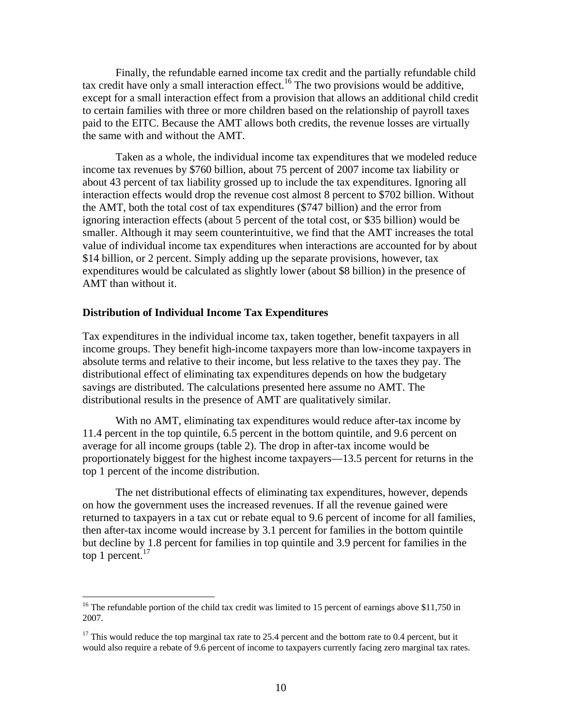Finally, the refundable earned income tax credit and the partially refundable child tax credit have only a small interaction effect.[16] The two provisions would be additive, except for a small interaction effect from a provision that allows an additional child credit to certain families with three or more children based on the relationship of payroll taxes paid to the EITC. Because the AMT allows both credits, the revenue losses are virtually the same with and without the AMT.

Taken as a whole, the individual income tax expenditures that we modeled reduce income tax revenues by $760 billion, about 75 percent of 2007 income tax liability or about 43 percent of tax liability grossed up to include the tax expenditures. Ignoring all interaction effects would drop the revenue cost almost 8 percent to $702 billion. Without the AMT, both the total cost of tax expenditures ($747 billion) and the error from ignoring interaction effects (about 5 percent of the total cost, or $35 billion) would be smaller. Although it may seem counterintuitive, we find that the AMT increases the total value of individual income tax expenditures when interactions are accounted for by about $14 billion, or 2 percent. Simply adding up the separate provisions, however, tax expenditures would be calculated as slightly lower (about $8 billion) in the presence of AMT than without it.

**Distribution of Individual Income Tax Expenditures**

Tax expenditures in the individual income tax, taken together, benefit taxpayers in all income groups. They benefit high-income taxpayers more than low-income taxpayers in absolute terms and relative to their income, but less relative to the taxes they pay. The distributional effect of eliminating tax expenditures depends on how the budgetary savings are distributed. The calculations presented here assume no AMT. The distributional results in the presence of AMT are qualitatively similar.

With no AMT, eliminating tax expenditures would reduce after-tax income by 11.4 percent in the top quintile, 6.5 percent in the bottom quintile, and 9.6 percent on average for all income groups (table 2). The drop in after-tax income would be proportionately biggest for the highest income taxpayers—13.5 percent for returns in the top 1 percent of the income distribution.

The net distributional effects of eliminating tax expenditures, however, depends on how the government uses the increased revenues. If all the revenue gained were returned to taxpayers in a tax cut or rebate equal to 9.6 percent of income for all families, then after-tax income would increase by 3.1 percent for families in the bottom quintile but decline by 1.8 percent for families in top quintile and 3.9 percent for families in the top 1 percent.[17]

[16] The refundable portion of the child tax credit was limited to 15 percent of earnings above $11,750 in 2007.

[17] This would reduce the top marginal tax rate to 25.4 percent and the bottom rate to 0.4 percent, but it would also require a rebate of 9.6 percent of income to taxpayers currently facing zero marginal tax rates.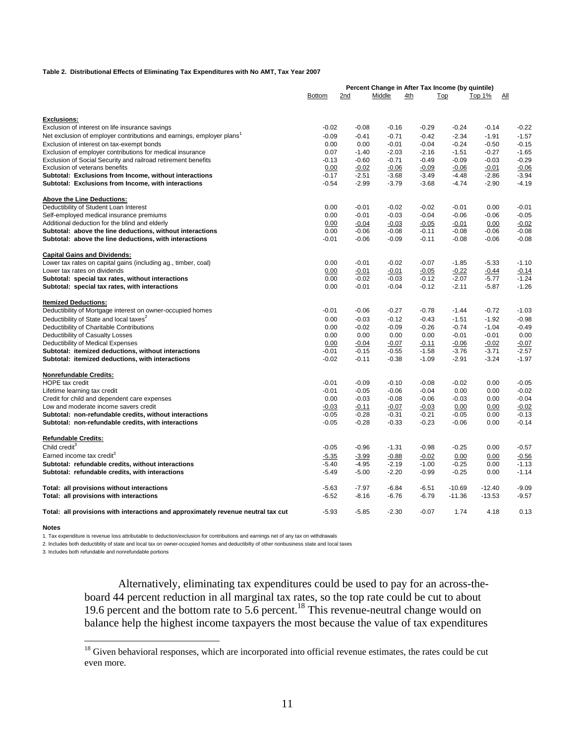**Table 2. Distributional Effects of Eliminating Tax Expenditures with No AMT, Tax Year 2007**

| | Percent Change in After Tax Income (by quintile) | | | | | | |
|---|---|---|---|---|---|---|---|
| | Bottom | 2nd | Middle | 4th | Top | Top 1% | All |
| **Exclusions:** | | | | | | | |
| Exclusion of interest on life insurance savings | -0.02 | -0.08 | -0.16 | -0.29 | -0.24 | -0.14 | -0.22 |
| Net exclusion of employer contributions and earnings, employer plans[1] | -0.09 | -0.41 | -0.71 | -0.42 | -2.34 | -1.91 | -1.57 |
| Exclusion of interest on tax-exempt bonds | 0.00 | 0.00 | -0.01 | -0.04 | -0.24 | -0.50 | -0.15 |
| Exclusion of employer contributions for medical insurance | 0.07 | -1.40 | -2.03 | -2.16 | -1.51 | -0.27 | -1.65 |
| Exclusion of Social Security and railroad retirement benefits | -0.13 | -0.60 | -0.71 | -0.49 | -0.09 | -0.03 | -0.29 |
| Exclusion of veterans benefits | 0.00 | -0.02 | -0.06 | -0.09 | -0.06 | -0.01 | -0.06 |
| **Subtotal: Exclusions from Income, without interactions** | -0.17 | -2.51 | -3.68 | -3.49 | -4.48 | -2.86 | -3.94 |
| **Subtotal: Exclusions from Income, with interactions** | -0.54 | -2.99 | -3.79 | -3.68 | -4.74 | -2.90 | -4.19 |
| **Above the Line Deductions:** | | | | | | | |
| Deductibility of Student Loan Interest | 0.00 | -0.01 | -0.02 | -0.02 | -0.01 | 0.00 | -0.01 |
| Self-employed medical insurance premiums | 0.00 | -0.01 | -0.03 | -0.04 | -0.06 | -0.06 | -0.05 |
| Additional deduction for the blind and elderly | 0.00 | -0.04 | -0.03 | -0.05 | -0.01 | 0.00 | -0.02 |
| **Subtotal: above the line deductions, without interactions** | 0.00 | -0.06 | -0.08 | -0.11 | -0.08 | -0.06 | -0.08 |
| **Subtotal: above the line deductions, with interactions** | -0.01 | -0.06 | -0.09 | -0.11 | -0.08 | -0.06 | -0.08 |
| **Capital Gains and Dividends:** | | | | | | | |
| Lower tax rates on capital gains (including ag., timber, coal) | 0.00 | -0.01 | -0.02 | -0.07 | -1.85 | -5.33 | -1.10 |
| Lower tax rates on dividends | 0.00 | -0.01 | -0.01 | -0.05 | -0.22 | -0.44 | -0.14 |
| **Subtotal: special tax rates, without interactions** | 0.00 | -0.02 | -0.03 | -0.12 | -2.07 | -5.77 | -1.24 |
| **Subtotal: special tax rates, with interactions** | 0.00 | -0.01 | -0.04 | -0.12 | -2.11 | -5.87 | -1.26 |
| **Itemized Deductions:** | | | | | | | |
| Deductibility of Mortgage interest on owner-occupied homes | -0.01 | -0.06 | -0.27 | -0.78 | -1.44 | -0.72 | -1.03 |
| Deductibility of State and local taxes[2] | 0.00 | -0.03 | -0.12 | -0.43 | -1.51 | -1.92 | -0.98 |
| Deductibility of Charitable Contributions | 0.00 | -0.02 | -0.09 | -0.26 | -0.74 | -1.04 | -0.49 |
| Deductibility of Casualty Losses | 0.00 | 0.00 | 0.00 | 0.00 | -0.01 | -0.01 | 0.00 |
| Deductibility of Medical Expenses | 0.00 | -0.04 | -0.07 | -0.11 | -0.06 | -0.02 | -0.07 |
| **Subtotal: itemized deductions, without interactions** | -0.01 | -0.15 | -0.55 | -1.58 | -3.76 | -3.71 | -2.57 |
| **Subtotal: itemized deductions, with interactions** | -0.02 | -0.11 | -0.38 | -1.09 | -2.91 | -3.24 | -1.97 |
| **Nonrefundable Credits:** | | | | | | | |
| HOPE tax credit | -0.01 | -0.09 | -0.10 | -0.08 | -0.02 | 0.00 | -0.05 |
| Lifetime learning tax credit | -0.01 | -0.05 | -0.06 | -0.04 | 0.00 | 0.00 | -0.02 |
| Credit for child and dependent care expenses | 0.00 | -0.03 | -0.08 | -0.06 | -0.03 | 0.00 | -0.04 |
| Low and moderate income savers credit | -0.03 | -0.11 | -0.07 | -0.03 | 0.00 | 0.00 | -0.02 |
| **Subtotal: non-refundable credits, without interactions** | -0.05 | -0.28 | -0.31 | -0.21 | -0.05 | 0.00 | -0.13 |
| **Subtotal: non-refundable credits, with interactions** | -0.05 | -0.28 | -0.33 | -0.23 | -0.06 | 0.00 | -0.14 |
| **Refundable Credits:** | | | | | | | |
| Child credit[3] | -0.05 | -0.96 | -1.31 | -0.98 | -0.25 | 0.00 | -0.57 |
| Earned income tax credit[3] | -5.35 | -3.99 | -0.88 | -0.02 | 0.00 | 0.00 | -0.56 |
| **Subtotal: refundable credits, without interactions** | -5.40 | -4.95 | -2.19 | -1.00 | -0.25 | 0.00 | -1.13 |
| **Subtotal: refundable credits, with interactions** | -5.49 | -5.00 | -2.20 | -0.99 | -0.25 | 0.00 | -1.14 |
| **Total: all provisions without interactions** | -5.63 | -7.97 | -6.84 | -6.51 | -10.69 | -12.40 | -9.09 |
| **Total: all provisions with interactions** | -6.52 | -8.16 | -6.76 | -6.79 | -11.36 | -13.53 | -9.57 |
| **Total: all provisions with interactions and approximately revenue neutral tax cut** | -5.93 | -5.85 | -2.30 | -0.07 | 1.74 | 4.18 | 0.13 |

**Notes**

1. Tax expenditure is revenue loss attributable to deduction/exclusion for contributions and earnings net of any tax on withdrawals

2. Includes both deductiblity of state and local tax on owner-occupied homes and deductibilty of other nonbusiness state and local taxes

3. Includes both refundable and nonrefundable portions

Alternatively, eliminating tax expenditures could be used to pay for an across-the-board 44 percent reduction in all marginal tax rates, so the top rate could be cut to about 19.6 percent and the bottom rate to 5.6 percent.[18] This revenue-neutral change would on balance help the highest income taxpayers the most because the value of tax expenditures

[18] Given behavioral responses, which are incorporated into official revenue estimates, the rates could be cut even more.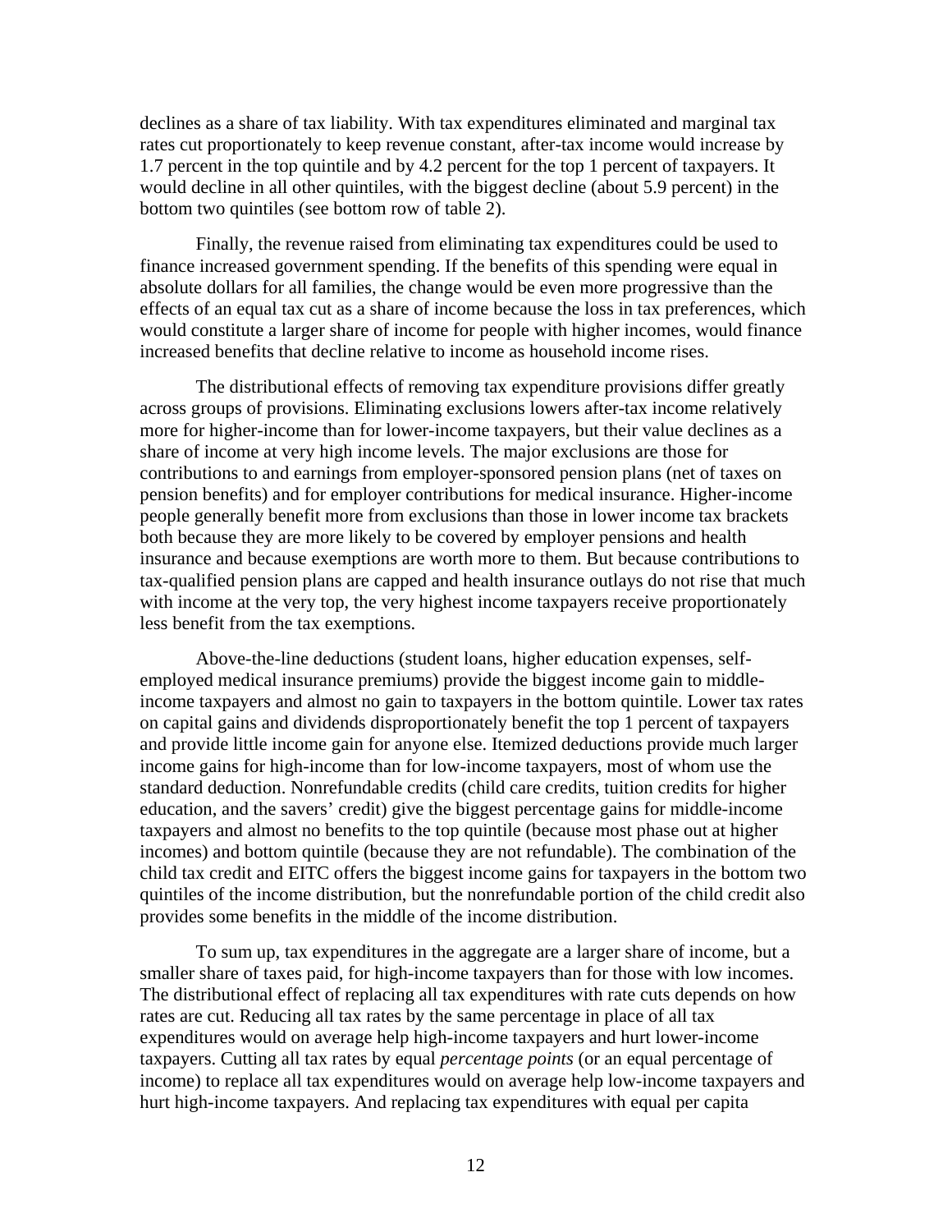declines as a share of tax liability. With tax expenditures eliminated and marginal tax rates cut proportionately to keep revenue constant, after-tax income would increase by 1.7 percent in the top quintile and by 4.2 percent for the top 1 percent of taxpayers. It would decline in all other quintiles, with the biggest decline (about 5.9 percent) in the bottom two quintiles (see bottom row of table 2).

Finally, the revenue raised from eliminating tax expenditures could be used to finance increased government spending. If the benefits of this spending were equal in absolute dollars for all families, the change would be even more progressive than the effects of an equal tax cut as a share of income because the loss in tax preferences, which would constitute a larger share of income for people with higher incomes, would finance increased benefits that decline relative to income as household income rises.

The distributional effects of removing tax expenditure provisions differ greatly across groups of provisions. Eliminating exclusions lowers after-tax income relatively more for higher-income than for lower-income taxpayers, but their value declines as a share of income at very high income levels. The major exclusions are those for contributions to and earnings from employer-sponsored pension plans (net of taxes on pension benefits) and for employer contributions for medical insurance. Higher-income people generally benefit more from exclusions than those in lower income tax brackets both because they are more likely to be covered by employer pensions and health insurance and because exemptions are worth more to them. But because contributions to tax-qualified pension plans are capped and health insurance outlays do not rise that much with income at the very top, the very highest income taxpayers receive proportionately less benefit from the tax exemptions.

Above-the-line deductions (student loans, higher education expenses, self-employed medical insurance premiums) provide the biggest income gain to middle-income taxpayers and almost no gain to taxpayers in the bottom quintile. Lower tax rates on capital gains and dividends disproportionately benefit the top 1 percent of taxpayers and provide little income gain for anyone else. Itemized deductions provide much larger income gains for high-income than for low-income taxpayers, most of whom use the standard deduction. Nonrefundable credits (child care credits, tuition credits for higher education, and the savers' credit) give the biggest percentage gains for middle-income taxpayers and almost no benefits to the top quintile (because most phase out at higher incomes) and bottom quintile (because they are not refundable). The combination of the child tax credit and EITC offers the biggest income gains for taxpayers in the bottom two quintiles of the income distribution, but the nonrefundable portion of the child credit also provides some benefits in the middle of the income distribution.

To sum up, tax expenditures in the aggregate are a larger share of income, but a smaller share of taxes paid, for high-income taxpayers than for those with low incomes. The distributional effect of replacing all tax expenditures with rate cuts depends on how rates are cut. Reducing all tax rates by the same percentage in place of all tax expenditures would on average help high-income taxpayers and hurt lower-income taxpayers. Cutting all tax rates by equal *percentage points* (or an equal percentage of income) to replace all tax expenditures would on average help low-income taxpayers and hurt high-income taxpayers. And replacing tax expenditures with equal per capita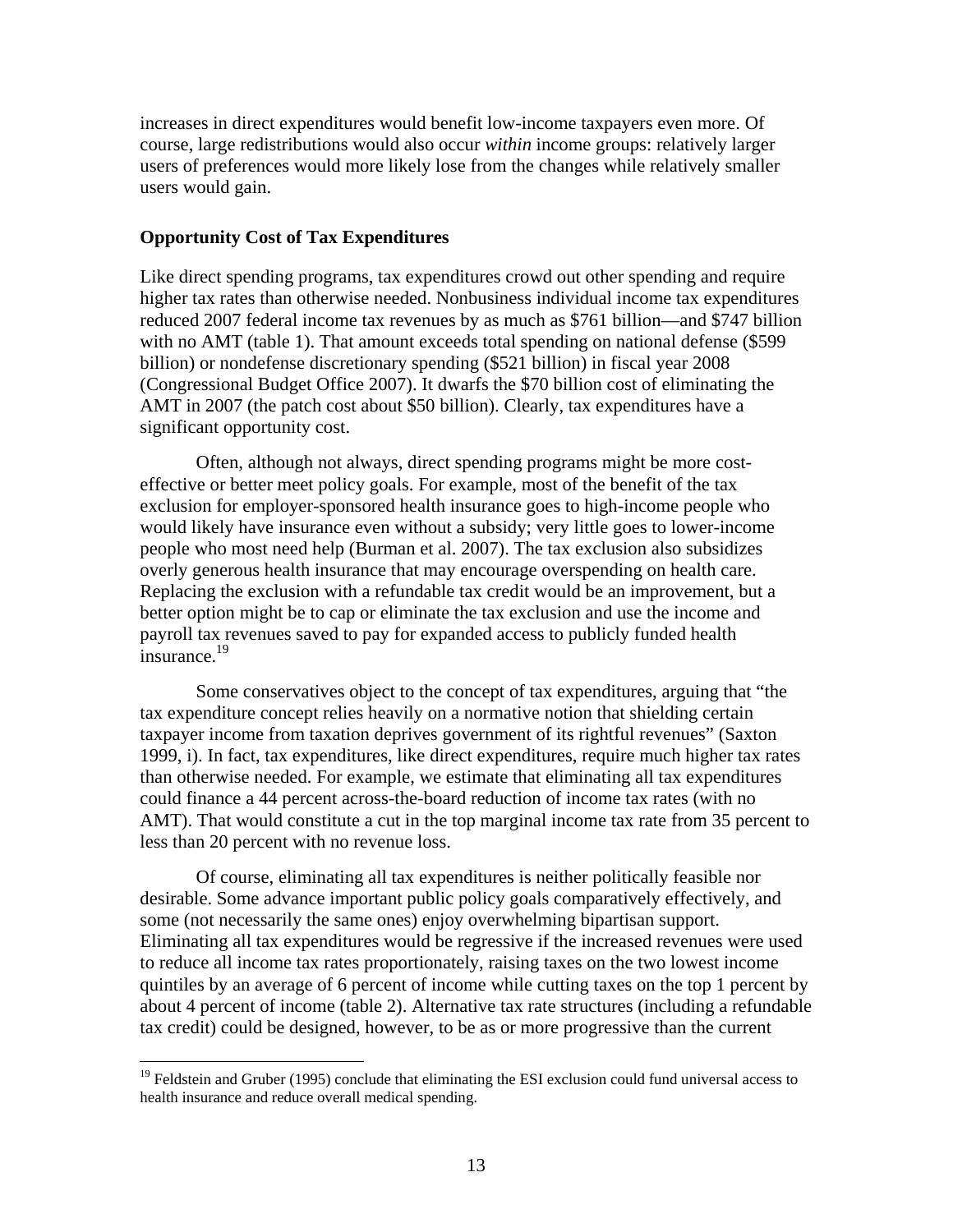increases in direct expenditures would benefit low-income taxpayers even more. Of course, large redistributions would also occur *within* income groups: relatively larger users of preferences would more likely lose from the changes while relatively smaller users would gain.

**Opportunity Cost of Tax Expenditures**

Like direct spending programs, tax expenditures crowd out other spending and require higher tax rates than otherwise needed. Nonbusiness individual income tax expenditures reduced 2007 federal income tax revenues by as much as $761 billion—and $747 billion with no AMT (table 1). That amount exceeds total spending on national defense ($599 billion) or nondefense discretionary spending ($521 billion) in fiscal year 2008 (Congressional Budget Office 2007). It dwarfs the $70 billion cost of eliminating the AMT in 2007 (the patch cost about $50 billion). Clearly, tax expenditures have a significant opportunity cost.

Often, although not always, direct spending programs might be more cost-effective or better meet policy goals. For example, most of the benefit of the tax exclusion for employer-sponsored health insurance goes to high-income people who would likely have insurance even without a subsidy; very little goes to lower-income people who most need help (Burman et al. 2007). The tax exclusion also subsidizes overly generous health insurance that may encourage overspending on health care. Replacing the exclusion with a refundable tax credit would be an improvement, but a better option might be to cap or eliminate the tax exclusion and use the income and payroll tax revenues saved to pay for expanded access to publicly funded health insurance.[19]

Some conservatives object to the concept of tax expenditures, arguing that "the tax expenditure concept relies heavily on a normative notion that shielding certain taxpayer income from taxation deprives government of its rightful revenues" (Saxton 1999, i). In fact, tax expenditures, like direct expenditures, require much higher tax rates than otherwise needed. For example, we estimate that eliminating all tax expenditures could finance a 44 percent across-the-board reduction of income tax rates (with no AMT). That would constitute a cut in the top marginal income tax rate from 35 percent to less than 20 percent with no revenue loss.

Of course, eliminating all tax expenditures is neither politically feasible nor desirable. Some advance important public policy goals comparatively effectively, and some (not necessarily the same ones) enjoy overwhelming bipartisan support. Eliminating all tax expenditures would be regressive if the increased revenues were used to reduce all income tax rates proportionately, raising taxes on the two lowest income quintiles by an average of 6 percent of income while cutting taxes on the top 1 percent by about 4 percent of income (table 2). Alternative tax rate structures (including a refundable tax credit) could be designed, however, to be as or more progressive than the current

[19] Feldstein and Gruber (1995) conclude that eliminating the ESI exclusion could fund universal access to health insurance and reduce overall medical spending.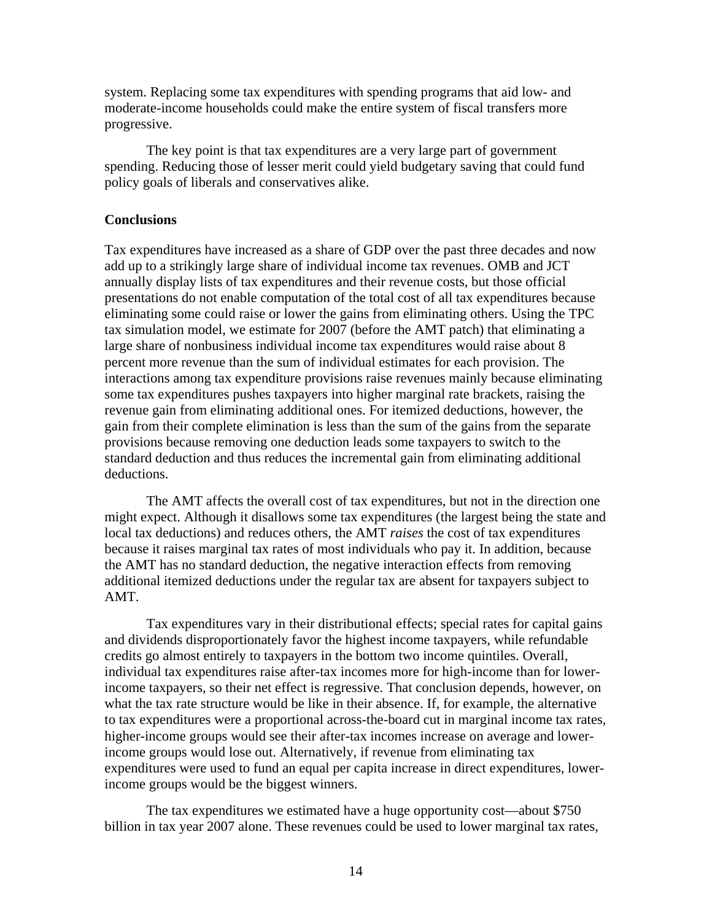system. Replacing some tax expenditures with spending programs that aid low- and moderate-income households could make the entire system of fiscal transfers more progressive.

The key point is that tax expenditures are a very large part of government spending. Reducing those of lesser merit could yield budgetary saving that could fund policy goals of liberals and conservatives alike.

**Conclusions**

Tax expenditures have increased as a share of GDP over the past three decades and now add up to a strikingly large share of individual income tax revenues. OMB and JCT annually display lists of tax expenditures and their revenue costs, but those official presentations do not enable computation of the total cost of all tax expenditures because eliminating some could raise or lower the gains from eliminating others. Using the TPC tax simulation model, we estimate for 2007 (before the AMT patch) that eliminating a large share of nonbusiness individual income tax expenditures would raise about 8 percent more revenue than the sum of individual estimates for each provision. The interactions among tax expenditure provisions raise revenues mainly because eliminating some tax expenditures pushes taxpayers into higher marginal rate brackets, raising the revenue gain from eliminating additional ones. For itemized deductions, however, the gain from their complete elimination is less than the sum of the gains from the separate provisions because removing one deduction leads some taxpayers to switch to the standard deduction and thus reduces the incremental gain from eliminating additional deductions.

The AMT affects the overall cost of tax expenditures, but not in the direction one might expect. Although it disallows some tax expenditures (the largest being the state and local tax deductions) and reduces others, the AMT *raises* the cost of tax expenditures because it raises marginal tax rates of most individuals who pay it. In addition, because the AMT has no standard deduction, the negative interaction effects from removing additional itemized deductions under the regular tax are absent for taxpayers subject to AMT.

Tax expenditures vary in their distributional effects; special rates for capital gains and dividends disproportionately favor the highest income taxpayers, while refundable credits go almost entirely to taxpayers in the bottom two income quintiles. Overall, individual tax expenditures raise after-tax incomes more for high-income than for lower-income taxpayers, so their net effect is regressive. That conclusion depends, however, on what the tax rate structure would be like in their absence. If, for example, the alternative to tax expenditures were a proportional across-the-board cut in marginal income tax rates, higher-income groups would see their after-tax incomes increase on average and lower-income groups would lose out. Alternatively, if revenue from eliminating tax expenditures were used to fund an equal per capita increase in direct expenditures, lower-income groups would be the biggest winners.

The tax expenditures we estimated have a huge opportunity cost—about $750 billion in tax year 2007 alone. These revenues could be used to lower marginal tax rates,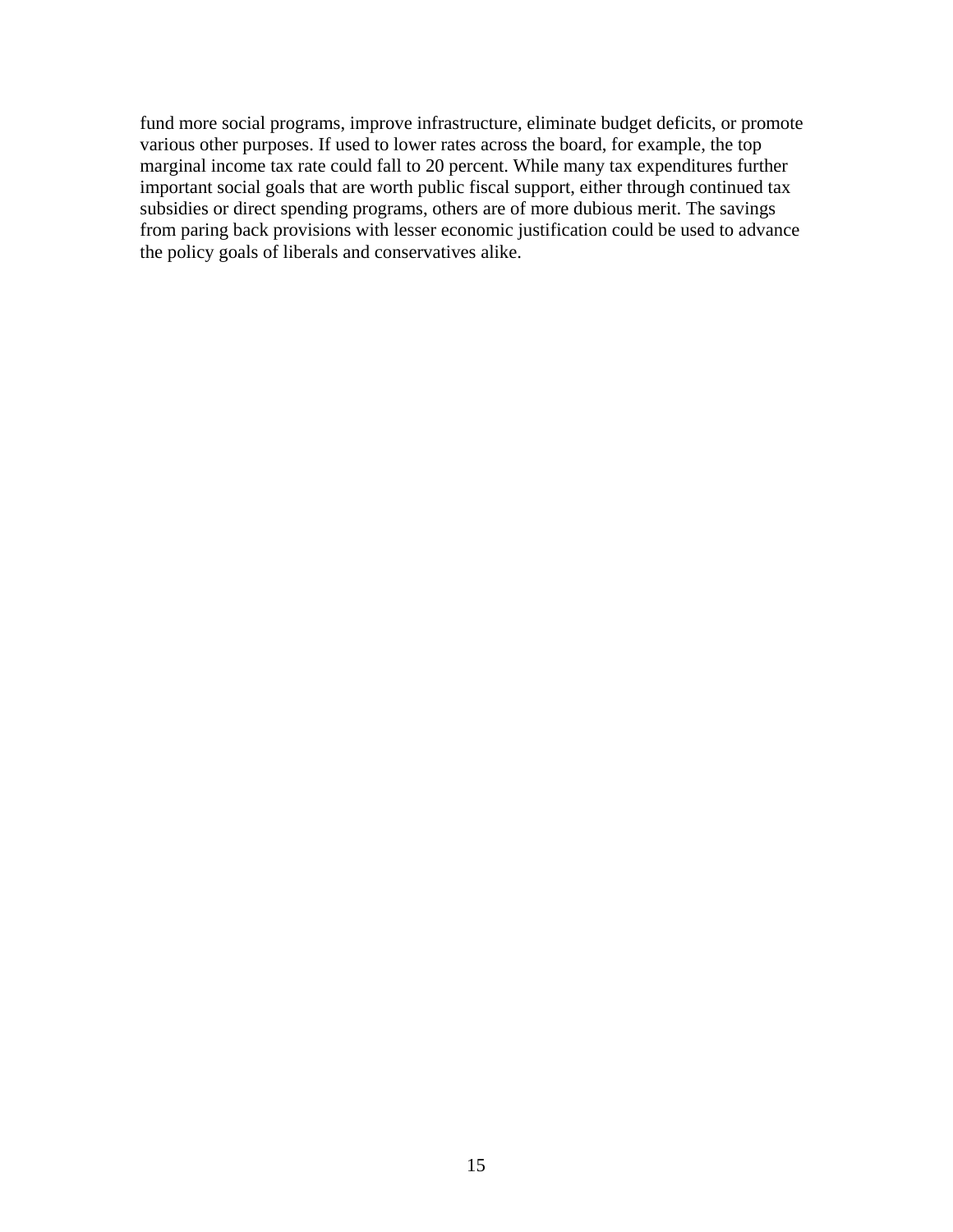fund more social programs, improve infrastructure, eliminate budget deficits, or promote various other purposes. If used to lower rates across the board, for example, the top marginal income tax rate could fall to 20 percent. While many tax expenditures further important social goals that are worth public fiscal support, either through continued tax subsidies or direct spending programs, others are of more dubious merit. The savings from paring back provisions with lesser economic justification could be used to advance the policy goals of liberals and conservatives alike.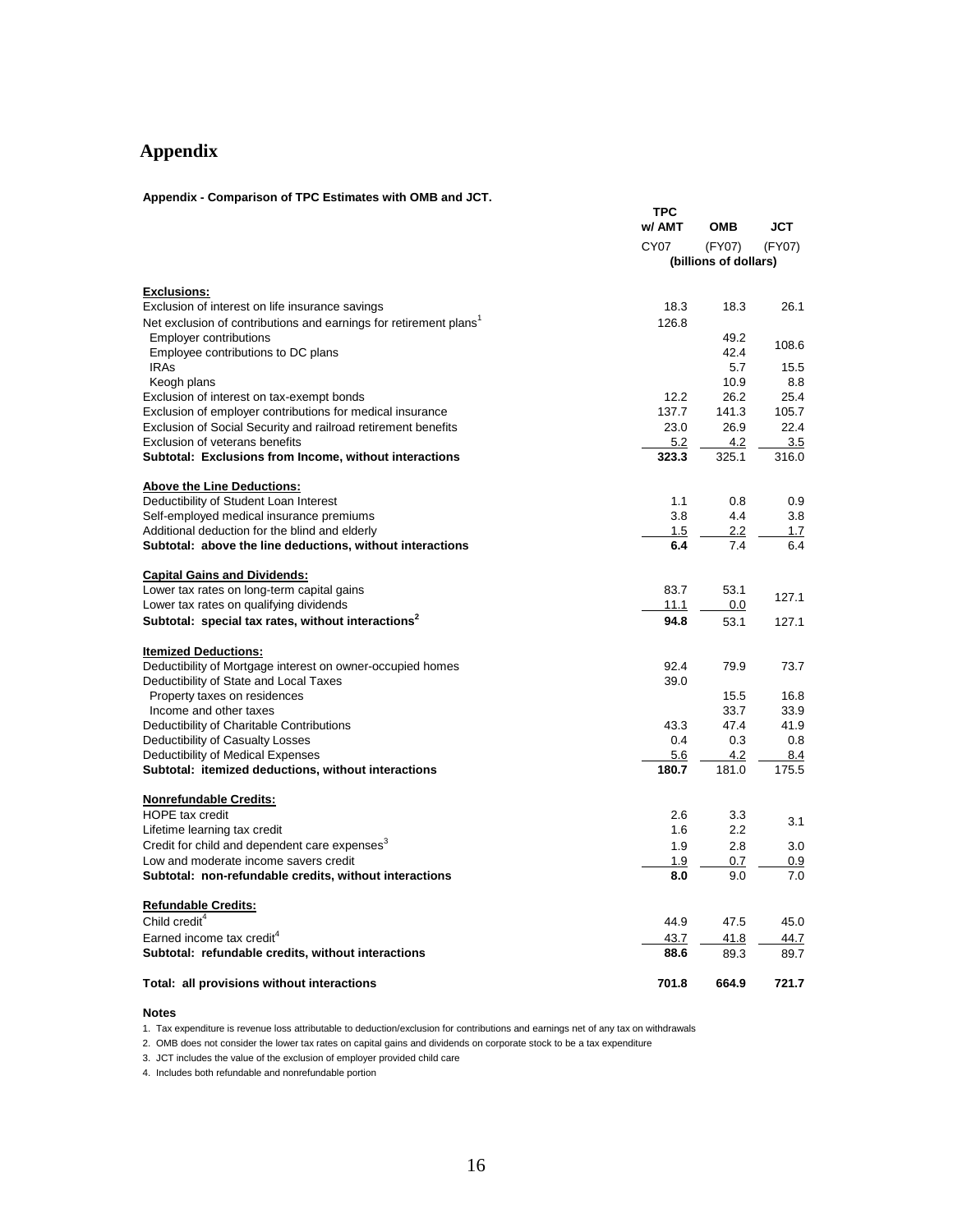# Appendix

**Appendix - Comparison of TPC Estimates with OMB and JCT.**

| | TPC w/ AMT | OMB | JCT |
|---|---|---|---|
| | CY07 | (FY07) | (FY07) |
| | (billions of dollars) | | |
| **Exclusions:** | | | |
| Exclusion of interest on life insurance savings | 18.3 | 18.3 | 26.1 |
| Net exclusion of contributions and earnings for retirement plans[1] | 126.8 | | |
| Employer contributions | | 49.2 | 108.6 |
| Employee contributions to DC plans | | 42.4 | |
| IRAs | | 5.7 | 15.5 |
| Keogh plans | | 10.9 | 8.8 |
| Exclusion of interest on tax-exempt bonds | 12.2 | 26.2 | 25.4 |
| Exclusion of employer contributions for medical insurance | 137.7 | 141.3 | 105.7 |
| Exclusion of Social Security and railroad retirement benefits | 23.0 | 26.9 | 22.4 |
| Exclusion of veterans benefits | 5.2 | 4.2 | 3.5 |
| **Subtotal: Exclusions from Income, without interactions** | **323.3** | 325.1 | 316.0 |
| **Above the Line Deductions:** | | | |
| Deductibility of Student Loan Interest | 1.1 | 0.8 | 0.9 |
| Self-employed medical insurance premiums | 3.8 | 4.4 | 3.8 |
| Additional deduction for the blind and elderly | 1.5 | 2.2 | 1.7 |
| **Subtotal: above the line deductions, without interactions** | **6.4** | 7.4 | 6.4 |
| **Capital Gains and Dividends:** | | | |
| Lower tax rates on long-term capital gains | 83.7 | 53.1 | 127.1 |
| Lower tax rates on qualifying dividends | 11.1 | 0.0 | |
| **Subtotal: special tax rates, without interactions[2]** | **94.8** | 53.1 | 127.1 |
| **Itemized Deductions:** | | | |
| Deductibility of Mortgage interest on owner-occupied homes | 92.4 | 79.9 | 73.7 |
| Deductibility of State and Local Taxes | 39.0 | | |
| Property taxes on residences | | 15.5 | 16.8 |
| Income and other taxes | | 33.7 | 33.9 |
| Deductibility of Charitable Contributions | 43.3 | 47.4 | 41.9 |
| Deductibility of Casualty Losses | 0.4 | 0.3 | 0.8 |
| Deductibility of Medical Expenses | 5.6 | 4.2 | 8.4 |
| **Subtotal: itemized deductions, without interactions** | **180.7** | 181.0 | 175.5 |
| **Nonrefundable Credits:** | | | |
| HOPE tax credit | 2.6 | 3.3 | 3.1 |
| Lifetime learning tax credit | 1.6 | 2.2 | |
| Credit for child and dependent care expenses[3] | 1.9 | 2.8 | 3.0 |
| Low and moderate income savers credit | 1.9 | 0.7 | 0.9 |
| **Subtotal: non-refundable credits, without interactions** | **8.0** | 9.0 | 7.0 |
| **Refundable Credits:** | | | |
| Child credit[4] | 44.9 | 47.5 | 45.0 |
| Earned income tax credit[4] | 43.7 | 41.8 | 44.7 |
| **Subtotal: refundable credits, without interactions** | **88.6** | 89.3 | 89.7 |
| **Total: all provisions without interactions** | **701.8** | **664.9** | **721.7** |

**Notes**

1. Tax expenditure is revenue loss attributable to deduction/exclusion for contributions and earnings net of any tax on withdrawals
2. OMB does not consider the lower tax rates on capital gains and dividends on corporate stock to be a tax expenditure
3. JCT includes the value of the exclusion of employer provided child care
4. Includes both refundable and nonrefundable portion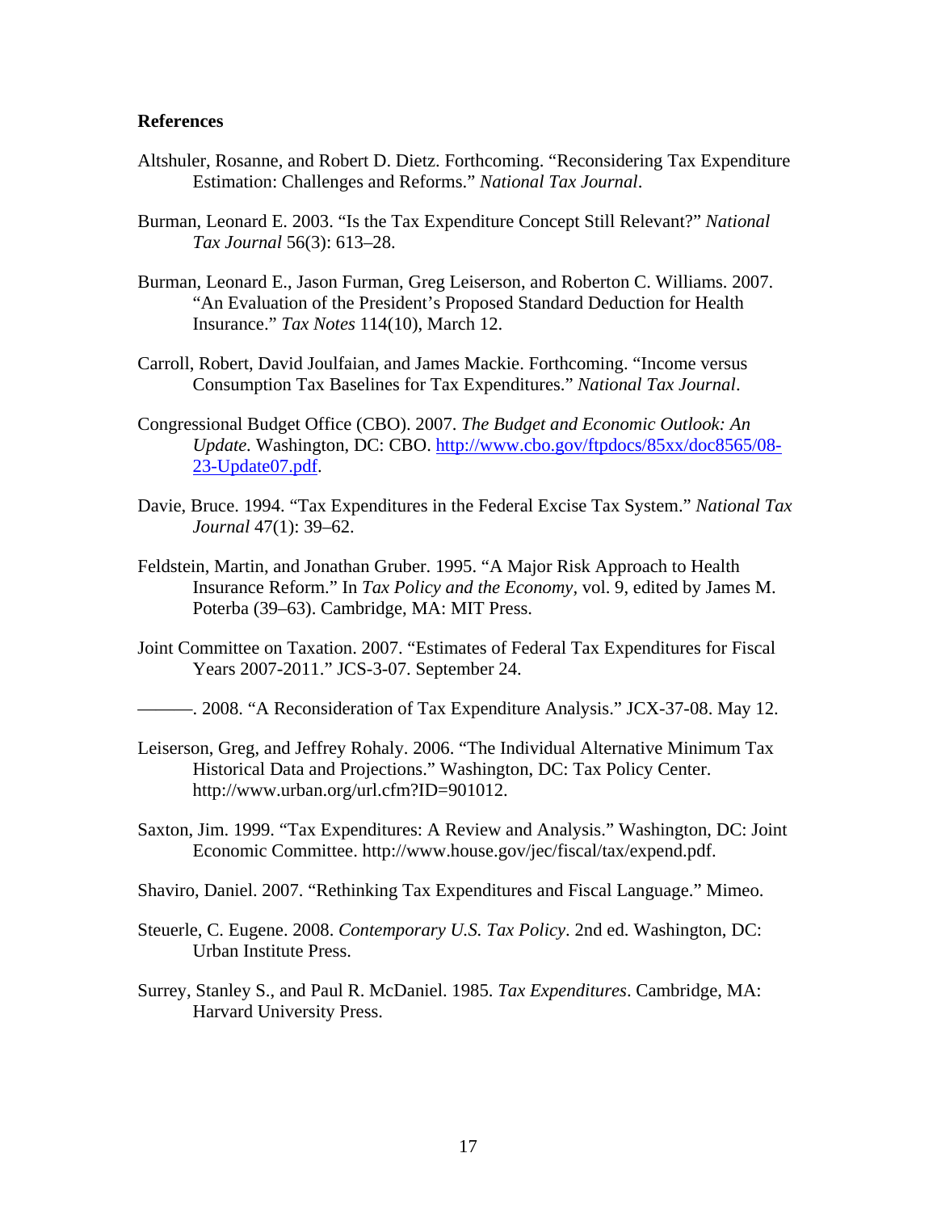**References**

Altshuler, Rosanne, and Robert D. Dietz. Forthcoming. "Reconsidering Tax Expenditure Estimation: Challenges and Reforms." *National Tax Journal*.

Burman, Leonard E. 2003. "Is the Tax Expenditure Concept Still Relevant?" *National Tax Journal* 56(3): 613–28.

Burman, Leonard E., Jason Furman, Greg Leiserson, and Roberton C. Williams. 2007. "An Evaluation of the President's Proposed Standard Deduction for Health Insurance." *Tax Notes* 114(10), March 12.

Carroll, Robert, David Joulfaian, and James Mackie. Forthcoming. "Income versus Consumption Tax Baselines for Tax Expenditures." *National Tax Journal*.

Congressional Budget Office (CBO). 2007. *The Budget and Economic Outlook: An Update.* Washington, DC: CBO. http://www.cbo.gov/ftpdocs/85xx/doc8565/08-23-Update07.pdf.

Davie, Bruce. 1994. "Tax Expenditures in the Federal Excise Tax System." *National Tax Journal* 47(1): 39–62.

Feldstein, Martin, and Jonathan Gruber. 1995. "A Major Risk Approach to Health Insurance Reform." In *Tax Policy and the Economy*, vol. 9, edited by James M. Poterba (39–63). Cambridge, MA: MIT Press.

Joint Committee on Taxation. 2007. "Estimates of Federal Tax Expenditures for Fiscal Years 2007-2011." JCS-3-07. September 24.

———. 2008. "A Reconsideration of Tax Expenditure Analysis." JCX-37-08. May 12.

Leiserson, Greg, and Jeffrey Rohaly. 2006. "The Individual Alternative Minimum Tax Historical Data and Projections." Washington, DC: Tax Policy Center. http://www.urban.org/url.cfm?ID=901012.

Saxton, Jim. 1999. "Tax Expenditures: A Review and Analysis." Washington, DC: Joint Economic Committee. http://www.house.gov/jec/fiscal/tax/expend.pdf.

Shaviro, Daniel. 2007. "Rethinking Tax Expenditures and Fiscal Language." Mimeo.

Steuerle, C. Eugene. 2008. *Contemporary U.S. Tax Policy*. 2nd ed. Washington, DC: Urban Institute Press.

Surrey, Stanley S., and Paul R. McDaniel. 1985. *Tax Expenditures*. Cambridge, MA: Harvard University Press.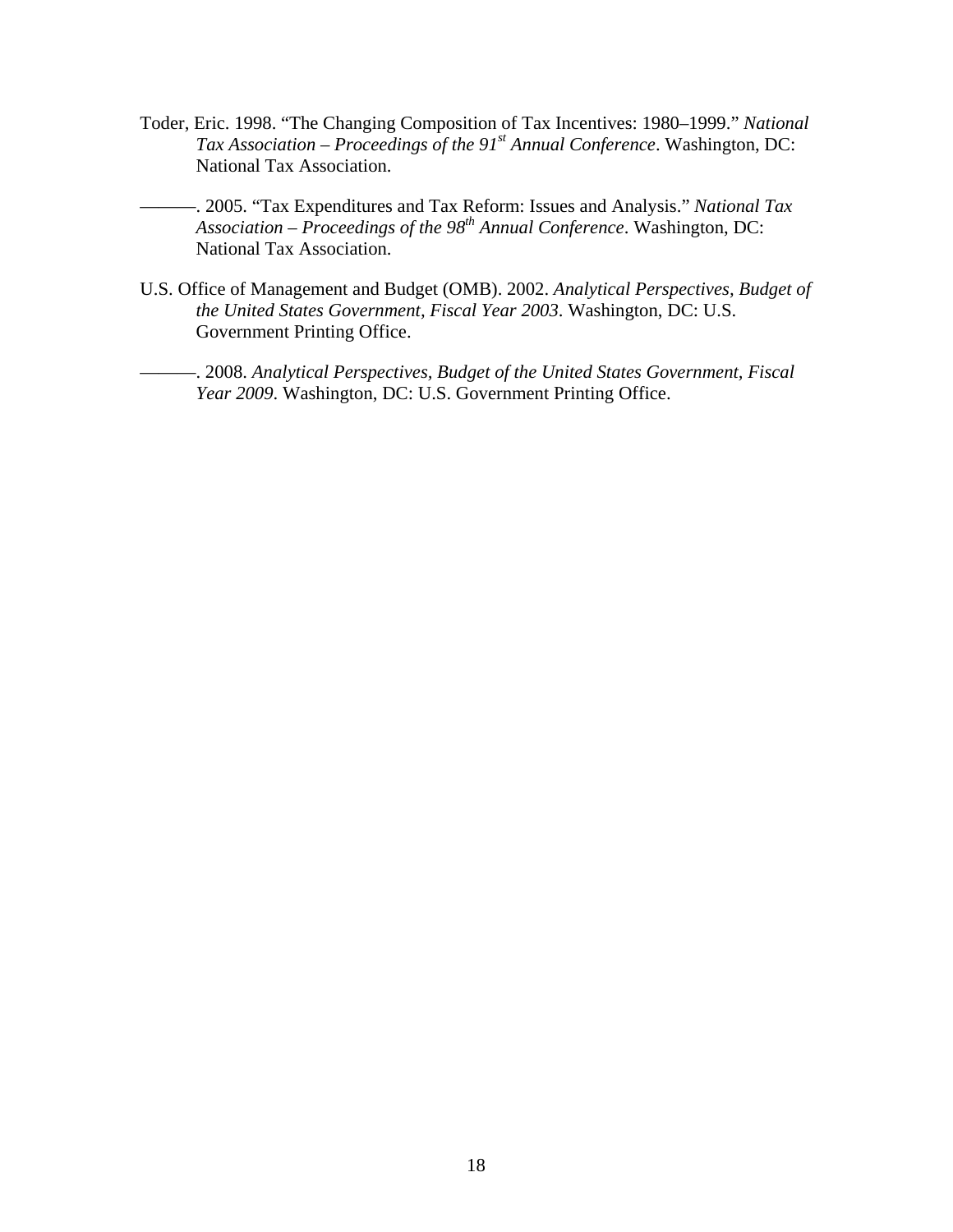Toder, Eric. 1998. "The Changing Composition of Tax Incentives: 1980–1999." *National Tax Association – Proceedings of the 91st Annual Conference*. Washington, DC: National Tax Association.

———. 2005. "Tax Expenditures and Tax Reform: Issues and Analysis." *National Tax Association – Proceedings of the 98th Annual Conference*. Washington, DC: National Tax Association.

U.S. Office of Management and Budget (OMB). 2002. *Analytical Perspectives, Budget of the United States Government, Fiscal Year 2003*. Washington, DC: U.S. Government Printing Office.

———. 2008. *Analytical Perspectives, Budget of the United States Government, Fiscal Year 2009*. Washington, DC: U.S. Government Printing Office.